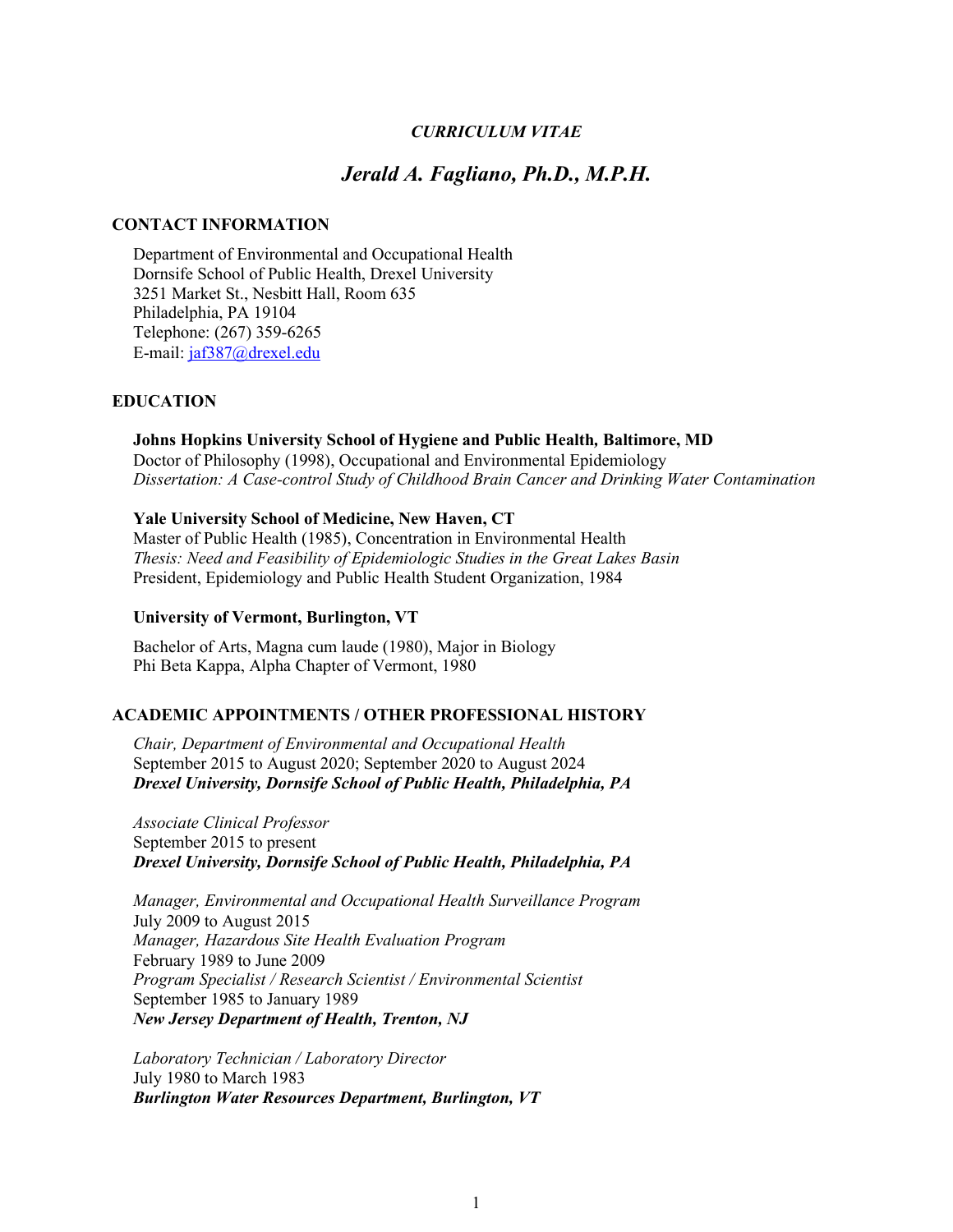*CURRICULUM VITAE*

# *Jerald A. Fagliano, Ph.D., M.P.H.*

## CONTACT INFORMATION

Department of Environmental and Occupational Health
Dornsife School of Public Health, Drexel University
3251 Market St., Nesbitt Hall, Room 635
Philadelphia, PA 19104
Telephone: (267) 359-6265
E-mail: jaf387@drexel.edu

## EDUCATION

**Johns Hopkins University School of Hygiene and Public Health, Baltimore, MD**
Doctor of Philosophy (1998), Occupational and Environmental Epidemiology
*Dissertation: A Case-control Study of Childhood Brain Cancer and Drinking Water Contamination*

**Yale University School of Medicine, New Haven, CT**
Master of Public Health (1985), Concentration in Environmental Health
*Thesis: Need and Feasibility of Epidemiologic Studies in the Great Lakes Basin*
President, Epidemiology and Public Health Student Organization, 1984

**University of Vermont, Burlington, VT**

Bachelor of Arts, Magna cum laude (1980), Major in Biology
Phi Beta Kappa, Alpha Chapter of Vermont, 1980

## ACADEMIC APPOINTMENTS / OTHER PROFESSIONAL HISTORY

*Chair, Department of Environmental and Occupational Health*
September 2015 to August 2020; September 2020 to August 2024
***Drexel University, Dornsife School of Public Health, Philadelphia, PA***

*Associate Clinical Professor*
September 2015 to present
***Drexel University, Dornsife School of Public Health, Philadelphia, PA***

*Manager, Environmental and Occupational Health Surveillance Program*
July 2009 to August 2015
*Manager, Hazardous Site Health Evaluation Program*
February 1989 to June 2009
*Program Specialist / Research Scientist / Environmental Scientist*
September 1985 to January 1989
***New Jersey Department of Health, Trenton, NJ***

*Laboratory Technician / Laboratory Director*
July 1980 to March 1983
***Burlington Water Resources Department, Burlington, VT***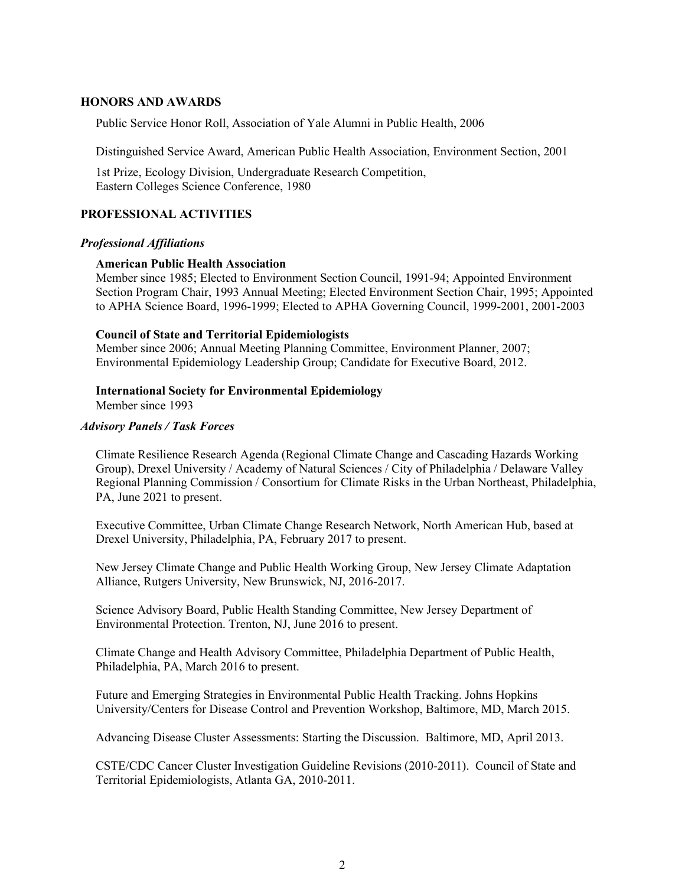## HONORS AND AWARDS

Public Service Honor Roll, Association of Yale Alumni in Public Health, 2006

Distinguished Service Award, American Public Health Association, Environment Section, 2001

1st Prize, Ecology Division, Undergraduate Research Competition,
Eastern Colleges Science Conference, 1980

## PROFESSIONAL ACTIVITIES

### *Professional Affiliations*

**American Public Health Association**
Member since 1985; Elected to Environment Section Council, 1991-94; Appointed Environment Section Program Chair, 1993 Annual Meeting; Elected Environment Section Chair, 1995; Appointed to APHA Science Board, 1996-1999; Elected to APHA Governing Council, 1999-2001, 2001-2003

**Council of State and Territorial Epidemiologists**
Member since 2006; Annual Meeting Planning Committee, Environment Planner, 2007; Environmental Epidemiology Leadership Group; Candidate for Executive Board, 2012.

**International Society for Environmental Epidemiology**
Member since 1993

### *Advisory Panels / Task Forces*

Climate Resilience Research Agenda (Regional Climate Change and Cascading Hazards Working Group), Drexel University / Academy of Natural Sciences / City of Philadelphia / Delaware Valley Regional Planning Commission / Consortium for Climate Risks in the Urban Northeast, Philadelphia, PA, June 2021 to present.

Executive Committee, Urban Climate Change Research Network, North American Hub, based at Drexel University, Philadelphia, PA, February 2017 to present.

New Jersey Climate Change and Public Health Working Group, New Jersey Climate Adaptation Alliance, Rutgers University, New Brunswick, NJ, 2016-2017.

Science Advisory Board, Public Health Standing Committee, New Jersey Department of Environmental Protection. Trenton, NJ, June 2016 to present.

Climate Change and Health Advisory Committee, Philadelphia Department of Public Health, Philadelphia, PA, March 2016 to present.

Future and Emerging Strategies in Environmental Public Health Tracking. Johns Hopkins University/Centers for Disease Control and Prevention Workshop, Baltimore, MD, March 2015.

Advancing Disease Cluster Assessments: Starting the Discussion. Baltimore, MD, April 2013.

CSTE/CDC Cancer Cluster Investigation Guideline Revisions (2010-2011). Council of State and Territorial Epidemiologists, Atlanta GA, 2010-2011.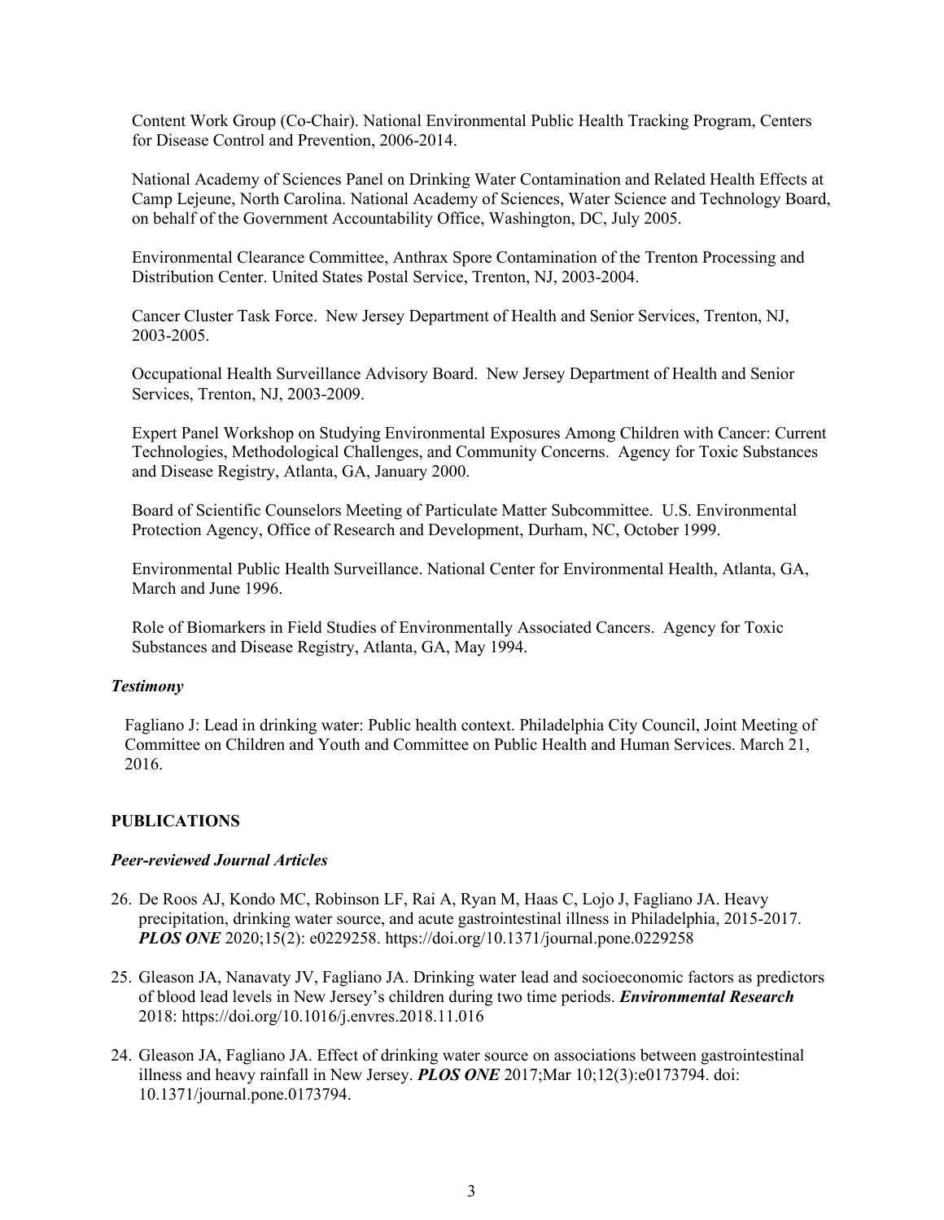Content Work Group (Co-Chair). National Environmental Public Health Tracking Program, Centers for Disease Control and Prevention, 2006-2014.

National Academy of Sciences Panel on Drinking Water Contamination and Related Health Effects at Camp Lejeune, North Carolina. National Academy of Sciences, Water Science and Technology Board, on behalf of the Government Accountability Office, Washington, DC, July 2005.

Environmental Clearance Committee, Anthrax Spore Contamination of the Trenton Processing and Distribution Center. United States Postal Service, Trenton, NJ, 2003-2004.

Cancer Cluster Task Force. New Jersey Department of Health and Senior Services, Trenton, NJ, 2003-2005.

Occupational Health Surveillance Advisory Board. New Jersey Department of Health and Senior Services, Trenton, NJ, 2003-2009.

Expert Panel Workshop on Studying Environmental Exposures Among Children with Cancer: Current Technologies, Methodological Challenges, and Community Concerns. Agency for Toxic Substances and Disease Registry, Atlanta, GA, January 2000.

Board of Scientific Counselors Meeting of Particulate Matter Subcommittee. U.S. Environmental Protection Agency, Office of Research and Development, Durham, NC, October 1999.

Environmental Public Health Surveillance. National Center for Environmental Health, Atlanta, GA, March and June 1996.

Role of Biomarkers in Field Studies of Environmentally Associated Cancers. Agency for Toxic Substances and Disease Registry, Atlanta, GA, May 1994.

### *Testimony*

Fagliano J: Lead in drinking water: Public health context. Philadelphia City Council, Joint Meeting of Committee on Children and Youth and Committee on Public Health and Human Services. March 21, 2016.

## PUBLICATIONS

### *Peer-reviewed Journal Articles*

26. De Roos AJ, Kondo MC, Robinson LF, Rai A, Ryan M, Haas C, Lojo J, Fagliano JA. Heavy precipitation, drinking water source, and acute gastrointestinal illness in Philadelphia, 2015-2017. ***PLOS ONE*** 2020;15(2): e0229258. https://doi.org/10.1371/journal.pone.0229258

25. Gleason JA, Nanavaty JV, Fagliano JA. Drinking water lead and socioeconomic factors as predictors of blood lead levels in New Jersey's children during two time periods. ***Environmental Research*** 2018: https://doi.org/10.1016/j.envres.2018.11.016

24. Gleason JA, Fagliano JA. Effect of drinking water source on associations between gastrointestinal illness and heavy rainfall in New Jersey. ***PLOS ONE*** 2017;Mar 10;12(3):e0173794. doi: 10.1371/journal.pone.0173794.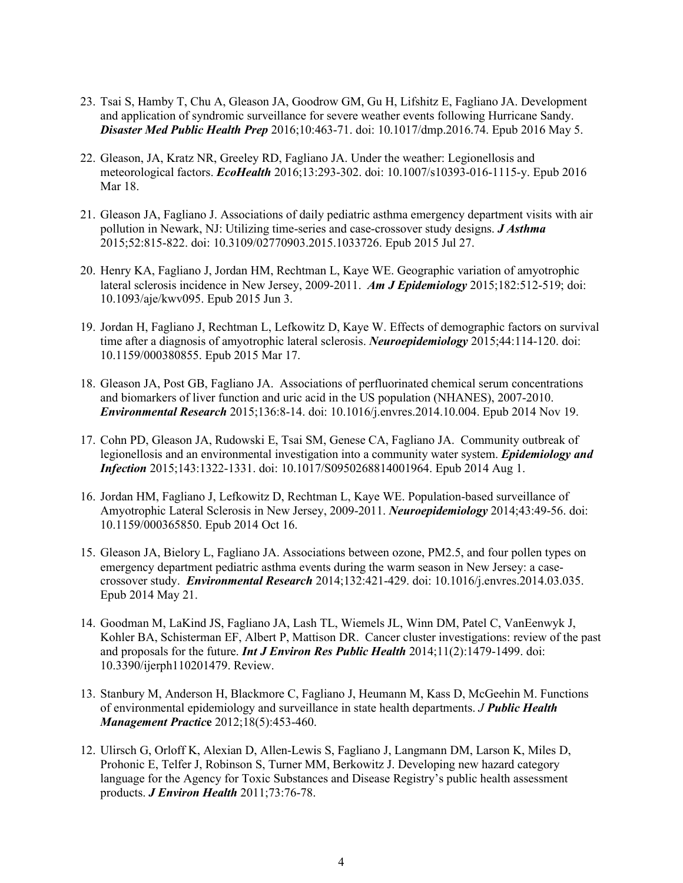23. Tsai S, Hamby T, Chu A, Gleason JA, Goodrow GM, Gu H, Lifshitz E, Fagliano JA. Development and application of syndromic surveillance for severe weather events following Hurricane Sandy. ***Disaster Med Public Health Prep*** 2016;10:463-71. doi: 10.1017/dmp.2016.74. Epub 2016 May 5.

22. Gleason, JA, Kratz NR, Greeley RD, Fagliano JA. Under the weather: Legionellosis and meteorological factors. ***EcoHealth*** 2016;13:293-302. doi: 10.1007/s10393-016-1115-y. Epub 2016 Mar 18.

21. Gleason JA, Fagliano J. Associations of daily pediatric asthma emergency department visits with air pollution in Newark, NJ: Utilizing time-series and case-crossover study designs. ***J Asthma*** 2015;52:815-822. doi: 10.3109/02770903.2015.1033726. Epub 2015 Jul 27.

20. Henry KA, Fagliano J, Jordan HM, Rechtman L, Kaye WE. Geographic variation of amyotrophic lateral sclerosis incidence in New Jersey, 2009-2011. ***Am J Epidemiology*** 2015;182:512-519; doi: 10.1093/aje/kwv095. Epub 2015 Jun 3.

19. Jordan H, Fagliano J, Rechtman L, Lefkowitz D, Kaye W. Effects of demographic factors on survival time after a diagnosis of amyotrophic lateral sclerosis. ***Neuroepidemiology*** 2015;44:114-120. doi: 10.1159/000380855. Epub 2015 Mar 17.

18. Gleason JA, Post GB, Fagliano JA. Associations of perfluorinated chemical serum concentrations and biomarkers of liver function and uric acid in the US population (NHANES), 2007-2010. ***Environmental Research*** 2015;136:8-14. doi: 10.1016/j.envres.2014.10.004. Epub 2014 Nov 19.

17. Cohn PD, Gleason JA, Rudowski E, Tsai SM, Genese CA, Fagliano JA. Community outbreak of legionellosis and an environmental investigation into a community water system. ***Epidemiology and Infection*** 2015;143:1322-1331. doi: 10.1017/S0950268814001964. Epub 2014 Aug 1.

16. Jordan HM, Fagliano J, Lefkowitz D, Rechtman L, Kaye WE. Population-based surveillance of Amyotrophic Lateral Sclerosis in New Jersey, 2009-2011. ***Neuroepidemiology*** 2014;43:49-56. doi: 10.1159/000365850. Epub 2014 Oct 16.

15. Gleason JA, Bielory L, Fagliano JA. Associations between ozone, PM2.5, and four pollen types on emergency department pediatric asthma events during the warm season in New Jersey: a case-crossover study. ***Environmental Research*** 2014;132:421-429. doi: 10.1016/j.envres.2014.03.035. Epub 2014 May 21.

14. Goodman M, LaKind JS, Fagliano JA, Lash TL, Wiemels JL, Winn DM, Patel C, VanEenwyk J, Kohler BA, Schisterman EF, Albert P, Mattison DR. Cancer cluster investigations: review of the past and proposals for the future. ***Int J Environ Res Public Health*** 2014;11(2):1479-1499. doi: 10.3390/ijerph110201479. Review.

13. Stanbury M, Anderson H, Blackmore C, Fagliano J, Heumann M, Kass D, McGeehin M. Functions of environmental epidemiology and surveillance in state health departments. *J* ***Public Health Management Practice*** 2012;18(5):453-460.

12. Ulirsch G, Orloff K, Alexian D, Allen-Lewis S, Fagliano J, Langmann DM, Larson K, Miles D, Prohonic E, Telfer J, Robinson S, Turner MM, Berkowitz J. Developing new hazard category language for the Agency for Toxic Substances and Disease Registry's public health assessment products. ***J Environ Health*** 2011;73:76-78.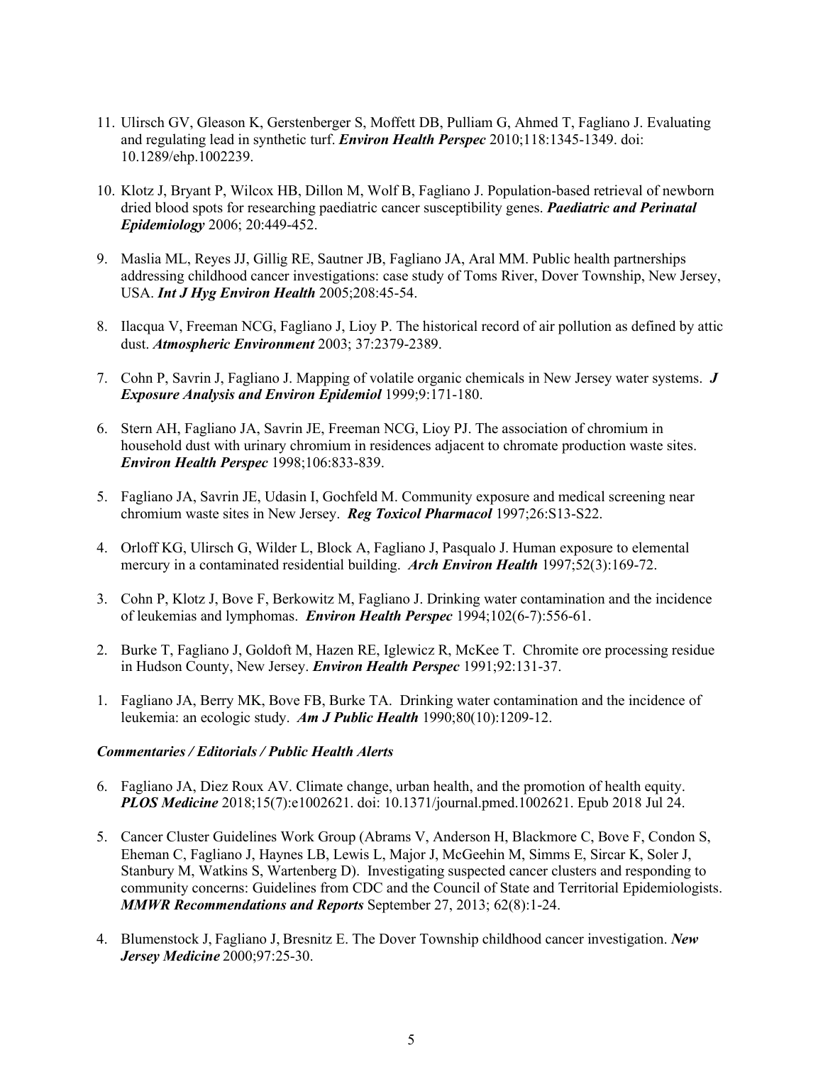11. Ulirsch GV, Gleason K, Gerstenberger S, Moffett DB, Pulliam G, Ahmed T, Fagliano J. Evaluating and regulating lead in synthetic turf. ***Environ Health Perspec*** 2010;118:1345-1349. doi: 10.1289/ehp.1002239.

10. Klotz J, Bryant P, Wilcox HB, Dillon M, Wolf B, Fagliano J. Population-based retrieval of newborn dried blood spots for researching paediatric cancer susceptibility genes. ***Paediatric and Perinatal Epidemiology*** 2006; 20:449-452.

9. Maslia ML, Reyes JJ, Gillig RE, Sautner JB, Fagliano JA, Aral MM. Public health partnerships addressing childhood cancer investigations: case study of Toms River, Dover Township, New Jersey, USA. ***Int J Hyg Environ Health*** 2005;208:45-54.

8. Ilacqua V, Freeman NCG, Fagliano J, Lioy P. The historical record of air pollution as defined by attic dust. ***Atmospheric Environment*** 2003; 37:2379-2389.

7. Cohn P, Savrin J, Fagliano J. Mapping of volatile organic chemicals in New Jersey water systems. ***J Exposure Analysis and Environ Epidemiol*** 1999;9:171-180.

6. Stern AH, Fagliano JA, Savrin JE, Freeman NCG, Lioy PJ. The association of chromium in household dust with urinary chromium in residences adjacent to chromate production waste sites. ***Environ Health Perspec*** 1998;106:833-839.

5. Fagliano JA, Savrin JE, Udasin I, Gochfeld M. Community exposure and medical screening near chromium waste sites in New Jersey. ***Reg Toxicol Pharmacol*** 1997;26:S13-S22.

4. Orloff KG, Ulirsch G, Wilder L, Block A, Fagliano J, Pasqualo J. Human exposure to elemental mercury in a contaminated residential building. ***Arch Environ Health*** 1997;52(3):169-72.

3. Cohn P, Klotz J, Bove F, Berkowitz M, Fagliano J. Drinking water contamination and the incidence of leukemias and lymphomas. ***Environ Health Perspec*** 1994;102(6-7):556-61.

2. Burke T, Fagliano J, Goldoft M, Hazen RE, Iglewicz R, McKee T. Chromite ore processing residue in Hudson County, New Jersey. ***Environ Health Perspec*** 1991;92:131-37.

1. Fagliano JA, Berry MK, Bove FB, Burke TA. Drinking water contamination and the incidence of leukemia: an ecologic study. ***Am J Public Health*** 1990;80(10):1209-12.

***Commentaries / Editorials / Public Health Alerts***

6. Fagliano JA, Diez Roux AV. Climate change, urban health, and the promotion of health equity. ***PLOS Medicine*** 2018;15(7):e1002621. doi: 10.1371/journal.pmed.1002621. Epub 2018 Jul 24.

5. Cancer Cluster Guidelines Work Group (Abrams V, Anderson H, Blackmore C, Bove F, Condon S, Eheman C, Fagliano J, Haynes LB, Lewis L, Major J, McGeehin M, Simms E, Sircar K, Soler J, Stanbury M, Watkins S, Wartenberg D). Investigating suspected cancer clusters and responding to community concerns: Guidelines from CDC and the Council of State and Territorial Epidemiologists. ***MMWR Recommendations and Reports*** September 27, 2013; 62(8):1-24.

4. Blumenstock J, Fagliano J, Bresnitz E. The Dover Township childhood cancer investigation. ***New Jersey Medicine*** 2000;97:25-30.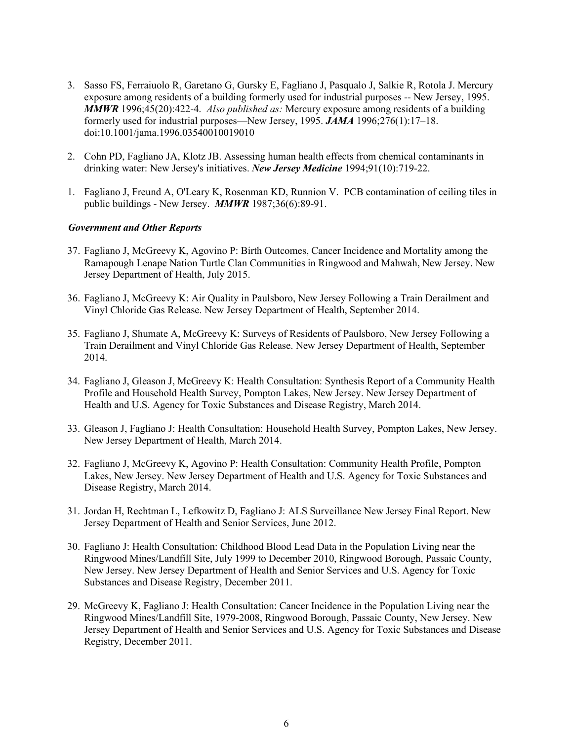3. Sasso FS, Ferraiuolo R, Garetano G, Gursky E, Fagliano J, Pasqualo J, Salkie R, Rotola J. Mercury exposure among residents of a building formerly used for industrial purposes -- New Jersey, 1995. ***MMWR*** 1996;45(20):422-4. *Also published as:* Mercury exposure among residents of a building formerly used for industrial purposes—New Jersey, 1995. ***JAMA*** 1996;276(1):17–18. doi:10.1001/jama.1996.03540010019010

2. Cohn PD, Fagliano JA, Klotz JB. Assessing human health effects from chemical contaminants in drinking water: New Jersey's initiatives. ***New Jersey Medicine*** 1994;91(10):719-22.

1. Fagliano J, Freund A, O'Leary K, Rosenman KD, Runnion V. PCB contamination of ceiling tiles in public buildings - New Jersey. ***MMWR*** 1987;36(6):89-91.

***Government and Other Reports***

37. Fagliano J, McGreevy K, Agovino P: Birth Outcomes, Cancer Incidence and Mortality among the Ramapough Lenape Nation Turtle Clan Communities in Ringwood and Mahwah, New Jersey. New Jersey Department of Health, July 2015.

36. Fagliano J, McGreevy K: Air Quality in Paulsboro, New Jersey Following a Train Derailment and Vinyl Chloride Gas Release. New Jersey Department of Health, September 2014.

35. Fagliano J, Shumate A, McGreevy K: Surveys of Residents of Paulsboro, New Jersey Following a Train Derailment and Vinyl Chloride Gas Release. New Jersey Department of Health, September 2014.

34. Fagliano J, Gleason J, McGreevy K: Health Consultation: Synthesis Report of a Community Health Profile and Household Health Survey, Pompton Lakes, New Jersey. New Jersey Department of Health and U.S. Agency for Toxic Substances and Disease Registry, March 2014.

33. Gleason J, Fagliano J: Health Consultation: Household Health Survey, Pompton Lakes, New Jersey. New Jersey Department of Health, March 2014.

32. Fagliano J, McGreevy K, Agovino P: Health Consultation: Community Health Profile, Pompton Lakes, New Jersey. New Jersey Department of Health and U.S. Agency for Toxic Substances and Disease Registry, March 2014.

31. Jordan H, Rechtman L, Lefkowitz D, Fagliano J: ALS Surveillance New Jersey Final Report. New Jersey Department of Health and Senior Services, June 2012.

30. Fagliano J: Health Consultation: Childhood Blood Lead Data in the Population Living near the Ringwood Mines/Landfill Site, July 1999 to December 2010, Ringwood Borough, Passaic County, New Jersey. New Jersey Department of Health and Senior Services and U.S. Agency for Toxic Substances and Disease Registry, December 2011.

29. McGreevy K, Fagliano J: Health Consultation: Cancer Incidence in the Population Living near the Ringwood Mines/Landfill Site, 1979-2008, Ringwood Borough, Passaic County, New Jersey. New Jersey Department of Health and Senior Services and U.S. Agency for Toxic Substances and Disease Registry, December 2011.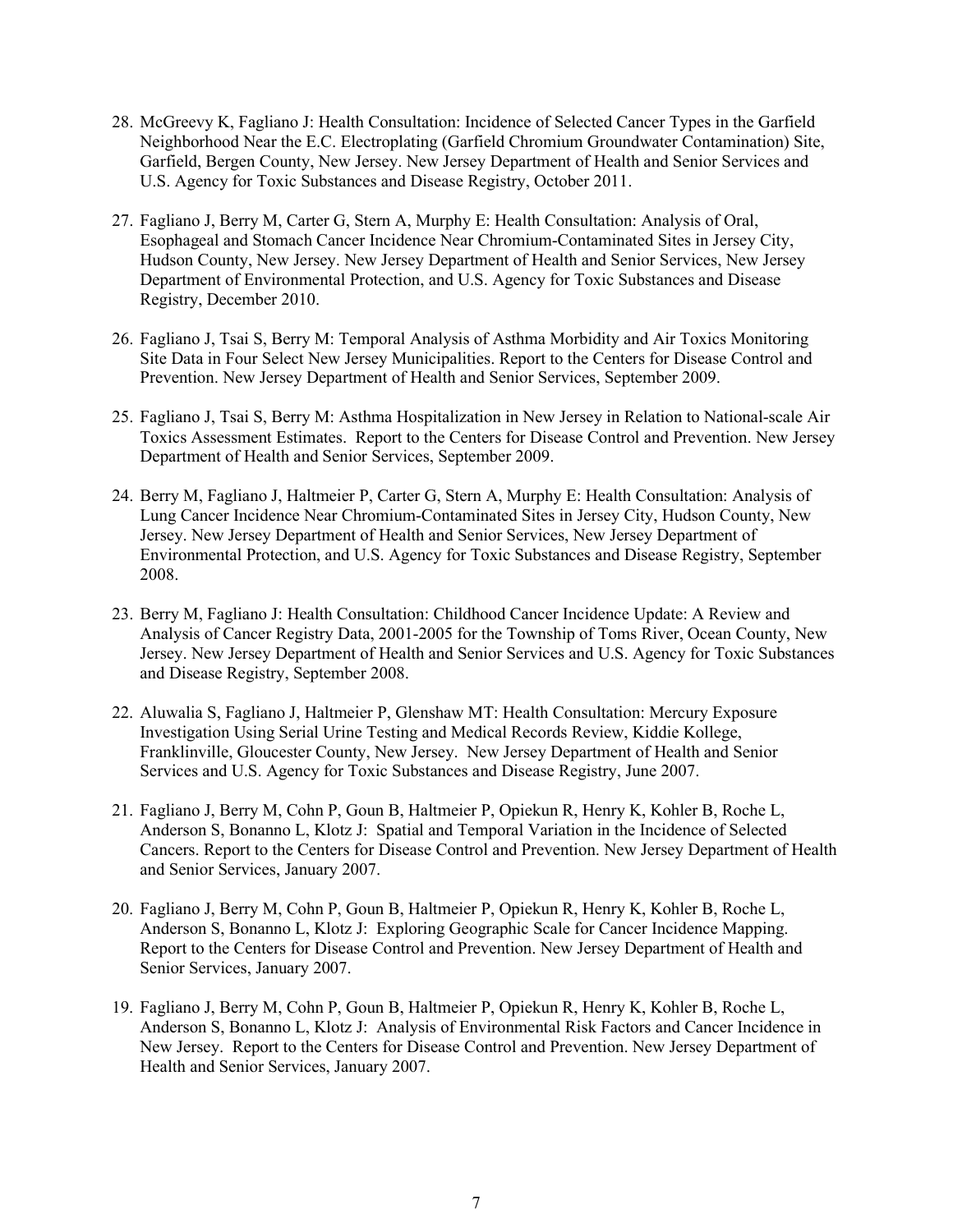28. McGreevy K, Fagliano J: Health Consultation: Incidence of Selected Cancer Types in the Garfield Neighborhood Near the E.C. Electroplating (Garfield Chromium Groundwater Contamination) Site, Garfield, Bergen County, New Jersey. New Jersey Department of Health and Senior Services and U.S. Agency for Toxic Substances and Disease Registry, October 2011.

27. Fagliano J, Berry M, Carter G, Stern A, Murphy E: Health Consultation: Analysis of Oral, Esophageal and Stomach Cancer Incidence Near Chromium-Contaminated Sites in Jersey City, Hudson County, New Jersey. New Jersey Department of Health and Senior Services, New Jersey Department of Environmental Protection, and U.S. Agency for Toxic Substances and Disease Registry, December 2010.

26. Fagliano J, Tsai S, Berry M: Temporal Analysis of Asthma Morbidity and Air Toxics Monitoring Site Data in Four Select New Jersey Municipalities. Report to the Centers for Disease Control and Prevention. New Jersey Department of Health and Senior Services, September 2009.

25. Fagliano J, Tsai S, Berry M: Asthma Hospitalization in New Jersey in Relation to National-scale Air Toxics Assessment Estimates. Report to the Centers for Disease Control and Prevention. New Jersey Department of Health and Senior Services, September 2009.

24. Berry M, Fagliano J, Haltmeier P, Carter G, Stern A, Murphy E: Health Consultation: Analysis of Lung Cancer Incidence Near Chromium-Contaminated Sites in Jersey City, Hudson County, New Jersey. New Jersey Department of Health and Senior Services, New Jersey Department of Environmental Protection, and U.S. Agency for Toxic Substances and Disease Registry, September 2008.

23. Berry M, Fagliano J: Health Consultation: Childhood Cancer Incidence Update: A Review and Analysis of Cancer Registry Data, 2001-2005 for the Township of Toms River, Ocean County, New Jersey. New Jersey Department of Health and Senior Services and U.S. Agency for Toxic Substances and Disease Registry, September 2008.

22. Aluwalia S, Fagliano J, Haltmeier P, Glenshaw MT: Health Consultation: Mercury Exposure Investigation Using Serial Urine Testing and Medical Records Review, Kiddie Kollege, Franklinville, Gloucester County, New Jersey. New Jersey Department of Health and Senior Services and U.S. Agency for Toxic Substances and Disease Registry, June 2007.

21. Fagliano J, Berry M, Cohn P, Goun B, Haltmeier P, Opiekun R, Henry K, Kohler B, Roche L, Anderson S, Bonanno L, Klotz J: Spatial and Temporal Variation in the Incidence of Selected Cancers. Report to the Centers for Disease Control and Prevention. New Jersey Department of Health and Senior Services, January 2007.

20. Fagliano J, Berry M, Cohn P, Goun B, Haltmeier P, Opiekun R, Henry K, Kohler B, Roche L, Anderson S, Bonanno L, Klotz J: Exploring Geographic Scale for Cancer Incidence Mapping. Report to the Centers for Disease Control and Prevention. New Jersey Department of Health and Senior Services, January 2007.

19. Fagliano J, Berry M, Cohn P, Goun B, Haltmeier P, Opiekun R, Henry K, Kohler B, Roche L, Anderson S, Bonanno L, Klotz J: Analysis of Environmental Risk Factors and Cancer Incidence in New Jersey. Report to the Centers for Disease Control and Prevention. New Jersey Department of Health and Senior Services, January 2007.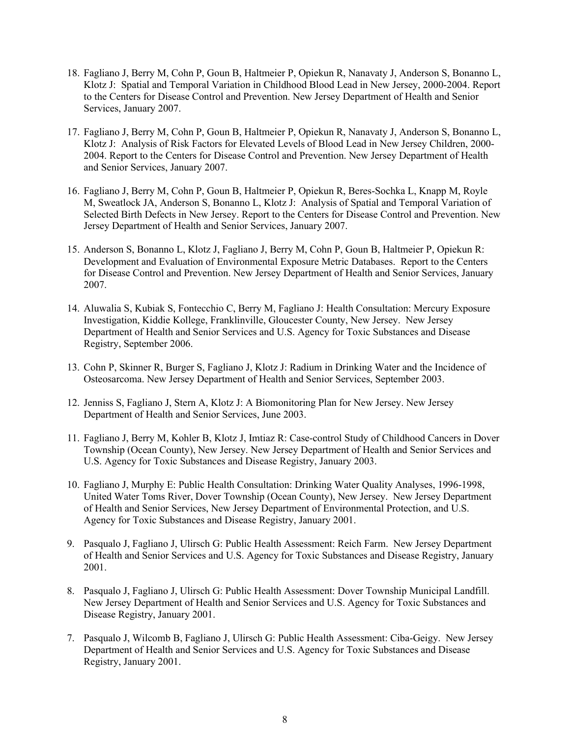18. Fagliano J, Berry M, Cohn P, Goun B, Haltmeier P, Opiekun R, Nanavaty J, Anderson S, Bonanno L, Klotz J: Spatial and Temporal Variation in Childhood Blood Lead in New Jersey, 2000-2004. Report to the Centers for Disease Control and Prevention. New Jersey Department of Health and Senior Services, January 2007.

17. Fagliano J, Berry M, Cohn P, Goun B, Haltmeier P, Opiekun R, Nanavaty J, Anderson S, Bonanno L, Klotz J: Analysis of Risk Factors for Elevated Levels of Blood Lead in New Jersey Children, 2000-2004. Report to the Centers for Disease Control and Prevention. New Jersey Department of Health and Senior Services, January 2007.

16. Fagliano J, Berry M, Cohn P, Goun B, Haltmeier P, Opiekun R, Beres-Sochka L, Knapp M, Royle M, Sweatlock JA, Anderson S, Bonanno L, Klotz J: Analysis of Spatial and Temporal Variation of Selected Birth Defects in New Jersey. Report to the Centers for Disease Control and Prevention. New Jersey Department of Health and Senior Services, January 2007.

15. Anderson S, Bonanno L, Klotz J, Fagliano J, Berry M, Cohn P, Goun B, Haltmeier P, Opiekun R: Development and Evaluation of Environmental Exposure Metric Databases. Report to the Centers for Disease Control and Prevention. New Jersey Department of Health and Senior Services, January 2007.

14. Aluwalia S, Kubiak S, Fontecchio C, Berry M, Fagliano J: Health Consultation: Mercury Exposure Investigation, Kiddie Kollege, Franklinville, Gloucester County, New Jersey. New Jersey Department of Health and Senior Services and U.S. Agency for Toxic Substances and Disease Registry, September 2006.

13. Cohn P, Skinner R, Burger S, Fagliano J, Klotz J: Radium in Drinking Water and the Incidence of Osteosarcoma. New Jersey Department of Health and Senior Services, September 2003.

12. Jenniss S, Fagliano J, Stern A, Klotz J: A Biomonitoring Plan for New Jersey. New Jersey Department of Health and Senior Services, June 2003.

11. Fagliano J, Berry M, Kohler B, Klotz J, Imtiaz R: Case-control Study of Childhood Cancers in Dover Township (Ocean County), New Jersey. New Jersey Department of Health and Senior Services and U.S. Agency for Toxic Substances and Disease Registry, January 2003.

10. Fagliano J, Murphy E: Public Health Consultation: Drinking Water Quality Analyses, 1996-1998, United Water Toms River, Dover Township (Ocean County), New Jersey. New Jersey Department of Health and Senior Services, New Jersey Department of Environmental Protection, and U.S. Agency for Toxic Substances and Disease Registry, January 2001.

9. Pasqualo J, Fagliano J, Ulirsch G: Public Health Assessment: Reich Farm. New Jersey Department of Health and Senior Services and U.S. Agency for Toxic Substances and Disease Registry, January 2001.

8. Pasqualo J, Fagliano J, Ulirsch G: Public Health Assessment: Dover Township Municipal Landfill. New Jersey Department of Health and Senior Services and U.S. Agency for Toxic Substances and Disease Registry, January 2001.

7. Pasqualo J, Wilcomb B, Fagliano J, Ulirsch G: Public Health Assessment: Ciba-Geigy. New Jersey Department of Health and Senior Services and U.S. Agency for Toxic Substances and Disease Registry, January 2001.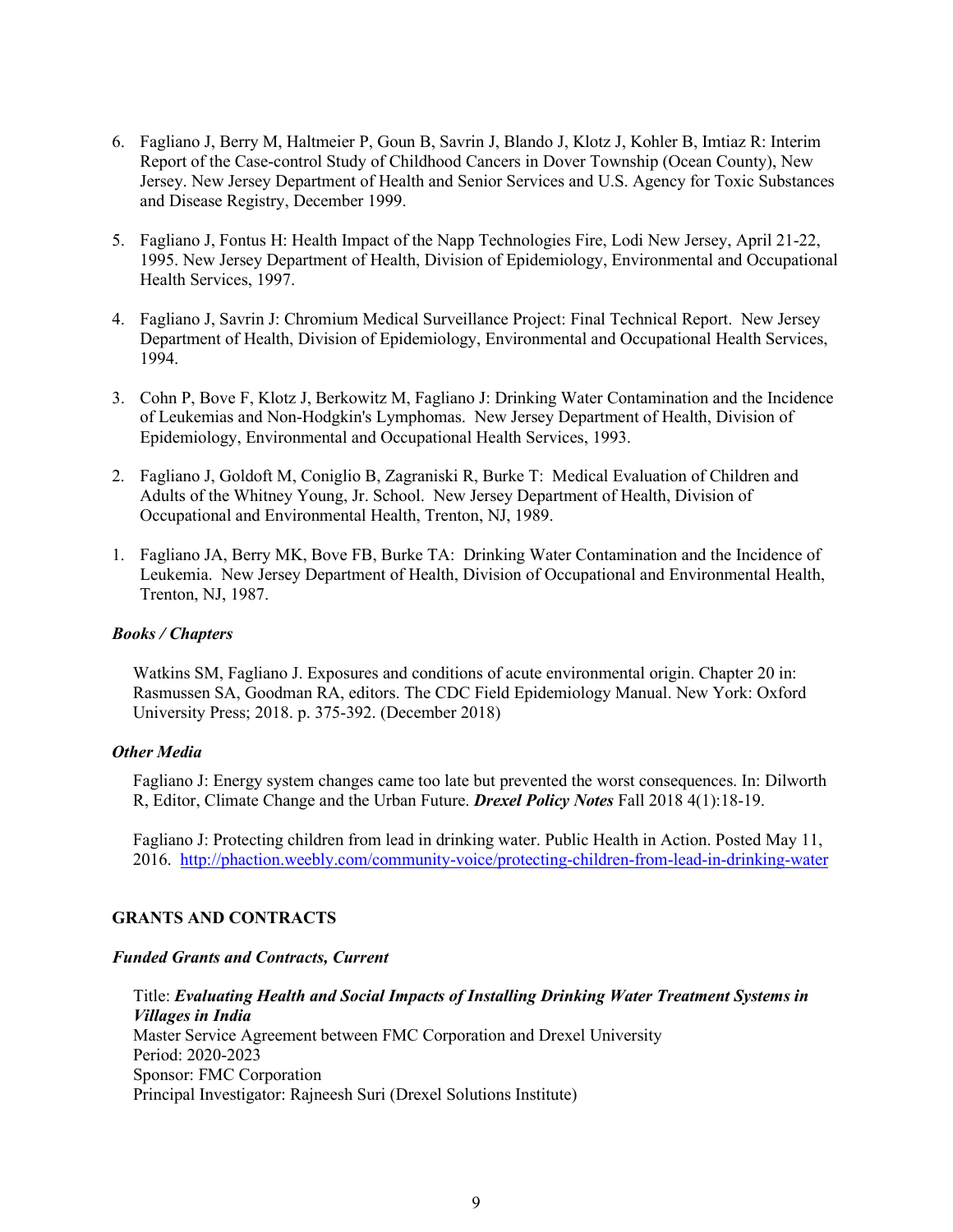6. Fagliano J, Berry M, Haltmeier P, Goun B, Savrin J, Blando J, Klotz J, Kohler B, Imtiaz R: Interim Report of the Case-control Study of Childhood Cancers in Dover Township (Ocean County), New Jersey. New Jersey Department of Health and Senior Services and U.S. Agency for Toxic Substances and Disease Registry, December 1999.

5. Fagliano J, Fontus H: Health Impact of the Napp Technologies Fire, Lodi New Jersey, April 21-22, 1995. New Jersey Department of Health, Division of Epidemiology, Environmental and Occupational Health Services, 1997.

4. Fagliano J, Savrin J: Chromium Medical Surveillance Project: Final Technical Report. New Jersey Department of Health, Division of Epidemiology, Environmental and Occupational Health Services, 1994.

3. Cohn P, Bove F, Klotz J, Berkowitz M, Fagliano J: Drinking Water Contamination and the Incidence of Leukemias and Non-Hodgkin's Lymphomas. New Jersey Department of Health, Division of Epidemiology, Environmental and Occupational Health Services, 1993.

2. Fagliano J, Goldoft M, Coniglio B, Zagraniski R, Burke T: Medical Evaluation of Children and Adults of the Whitney Young, Jr. School. New Jersey Department of Health, Division of Occupational and Environmental Health, Trenton, NJ, 1989.

1. Fagliano JA, Berry MK, Bove FB, Burke TA: Drinking Water Contamination and the Incidence of Leukemia. New Jersey Department of Health, Division of Occupational and Environmental Health, Trenton, NJ, 1987.

***Books / Chapters***

Watkins SM, Fagliano J. Exposures and conditions of acute environmental origin. Chapter 20 in: Rasmussen SA, Goodman RA, editors. The CDC Field Epidemiology Manual. New York: Oxford University Press; 2018. p. 375-392. (December 2018)

***Other Media***

Fagliano J: Energy system changes came too late but prevented the worst consequences. In: Dilworth R, Editor, Climate Change and the Urban Future. ***Drexel Policy Notes*** Fall 2018 4(1):18-19.

Fagliano J: Protecting children from lead in drinking water. Public Health in Action. Posted May 11, 2016. http://phaction.weebly.com/community-voice/protecting-children-from-lead-in-drinking-water

## GRANTS AND CONTRACTS

***Funded Grants and Contracts, Current***

Title: ***Evaluating Health and Social Impacts of Installing Drinking Water Treatment Systems in Villages in India***
Master Service Agreement between FMC Corporation and Drexel University
Period: 2020-2023
Sponsor: FMC Corporation
Principal Investigator: Rajneesh Suri (Drexel Solutions Institute)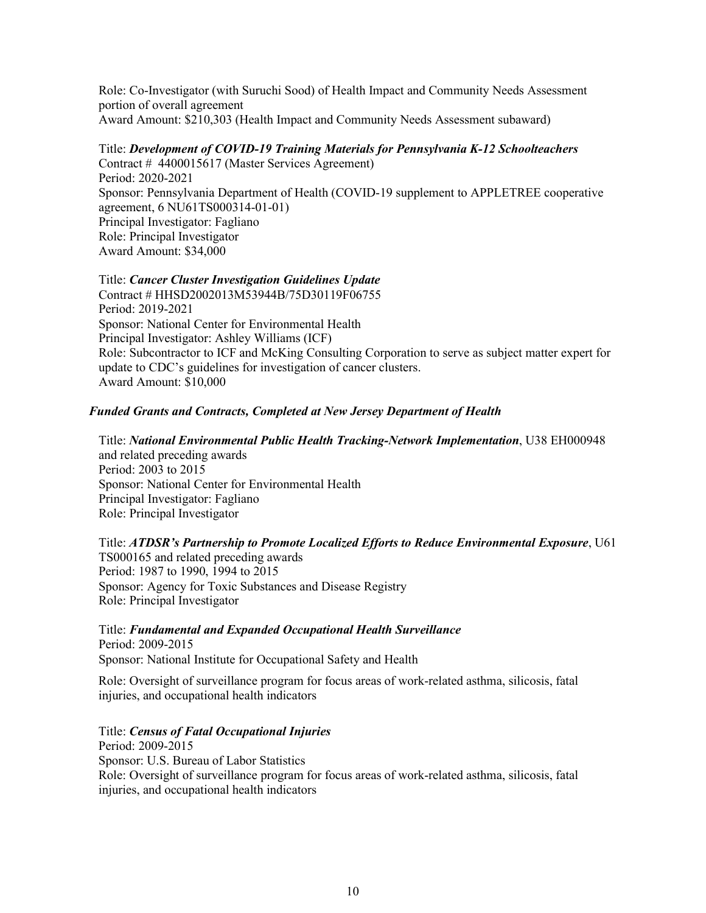Role: Co-Investigator (with Suruchi Sood) of Health Impact and Community Needs Assessment portion of overall agreement
Award Amount: $210,303 (Health Impact and Community Needs Assessment subaward)

Title: ***Development of COVID-19 Training Materials for Pennsylvania K-12 Schoolteachers***
Contract # 4400015617 (Master Services Agreement)
Period: 2020-2021
Sponsor: Pennsylvania Department of Health (COVID-19 supplement to APPLETREE cooperative agreement, 6 NU61TS000314-01-01)
Principal Investigator: Fagliano
Role: Principal Investigator
Award Amount: $34,000

Title: ***Cancer Cluster Investigation Guidelines Update***
Contract # HHSD2002013M53944B/75D30119F06755
Period: 2019-2021
Sponsor: National Center for Environmental Health
Principal Investigator: Ashley Williams (ICF)
Role: Subcontractor to ICF and McKing Consulting Corporation to serve as subject matter expert for update to CDC's guidelines for investigation of cancer clusters.
Award Amount: $10,000

***Funded Grants and Contracts, Completed at New Jersey Department of Health***

Title: ***National Environmental Public Health Tracking-Network Implementation***, U38 EH000948 and related preceding awards
Period: 2003 to 2015
Sponsor: National Center for Environmental Health
Principal Investigator: Fagliano
Role: Principal Investigator

Title: ***ATDSR's Partnership to Promote Localized Efforts to Reduce Environmental Exposure***, U61 TS000165 and related preceding awards
Period: 1987 to 1990, 1994 to 2015
Sponsor: Agency for Toxic Substances and Disease Registry
Role: Principal Investigator

Title: ***Fundamental and Expanded Occupational Health Surveillance***
Period: 2009-2015
Sponsor: National Institute for Occupational Safety and Health

Role: Oversight of surveillance program for focus areas of work-related asthma, silicosis, fatal injuries, and occupational health indicators

Title: ***Census of Fatal Occupational Injuries***
Period: 2009-2015
Sponsor: U.S. Bureau of Labor Statistics
Role: Oversight of surveillance program for focus areas of work-related asthma, silicosis, fatal injuries, and occupational health indicators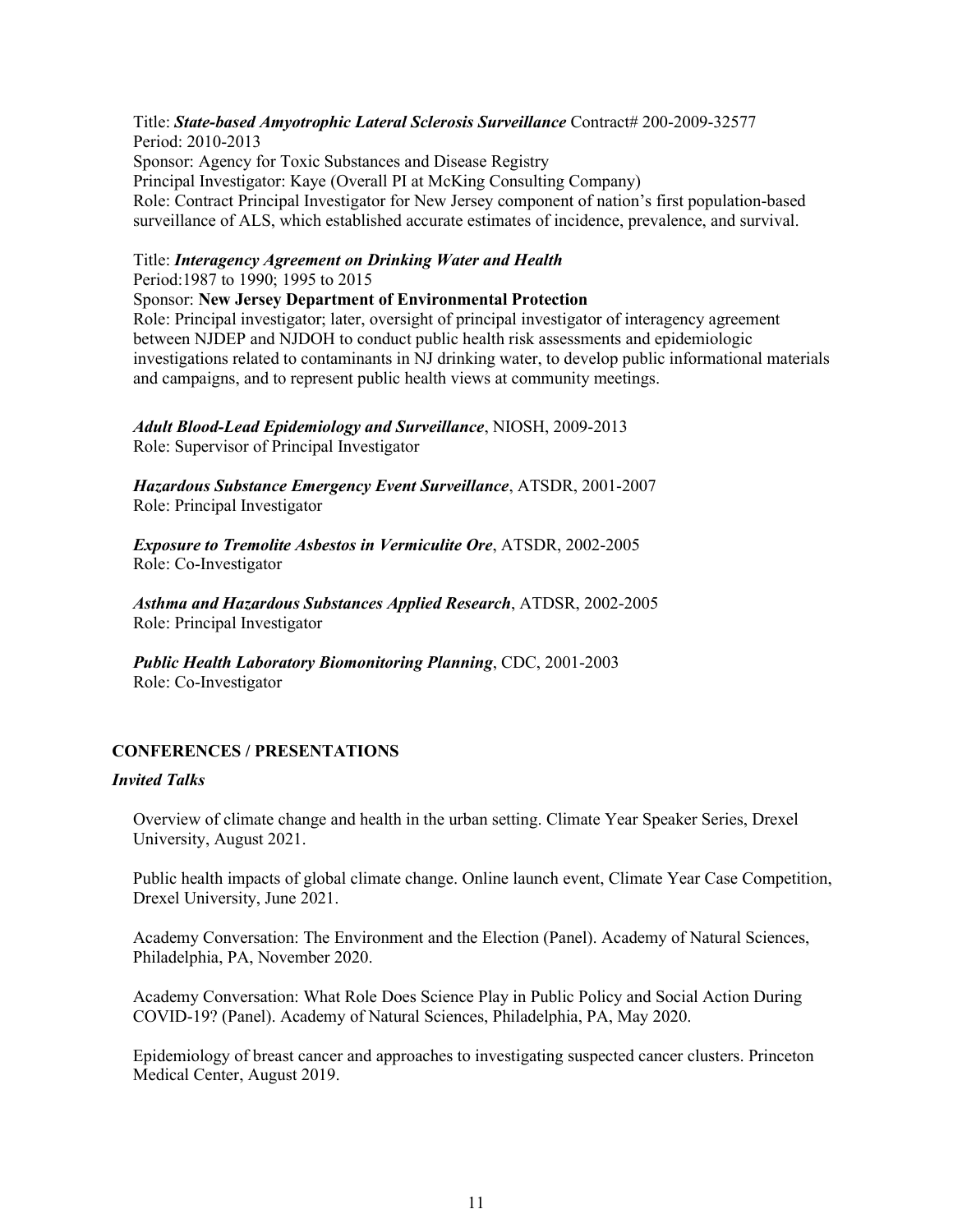Title: ***State-based Amyotrophic Lateral Sclerosis Surveillance*** Contract# 200-2009-32577
Period: 2010-2013
Sponsor: Agency for Toxic Substances and Disease Registry
Principal Investigator: Kaye (Overall PI at McKing Consulting Company)
Role: Contract Principal Investigator for New Jersey component of nation's first population-based surveillance of ALS, which established accurate estimates of incidence, prevalence, and survival.

Title: ***Interagency Agreement on Drinking Water and Health***
Period:1987 to 1990; 1995 to 2015
Sponsor: **New Jersey Department of Environmental Protection**
Role: Principal investigator; later, oversight of principal investigator of interagency agreement between NJDEP and NJDOH to conduct public health risk assessments and epidemiologic investigations related to contaminants in NJ drinking water, to develop public informational materials and campaigns, and to represent public health views at community meetings.

***Adult Blood-Lead Epidemiology and Surveillance***, NIOSH, 2009-2013
Role: Supervisor of Principal Investigator

***Hazardous Substance Emergency Event Surveillance***, ATSDR, 2001-2007
Role: Principal Investigator

***Exposure to Tremolite Asbestos in Vermiculite Ore***, ATSDR, 2002-2005
Role: Co-Investigator

***Asthma and Hazardous Substances Applied Research***, ATDSR, 2002-2005
Role: Principal Investigator

***Public Health Laboratory Biomonitoring Planning***, CDC, 2001-2003
Role: Co-Investigator

## CONFERENCES / PRESENTATIONS

### *Invited Talks*

Overview of climate change and health in the urban setting. Climate Year Speaker Series, Drexel University, August 2021.

Public health impacts of global climate change. Online launch event, Climate Year Case Competition, Drexel University, June 2021.

Academy Conversation: The Environment and the Election (Panel). Academy of Natural Sciences, Philadelphia, PA, November 2020.

Academy Conversation: What Role Does Science Play in Public Policy and Social Action During COVID-19? (Panel). Academy of Natural Sciences, Philadelphia, PA, May 2020.

Epidemiology of breast cancer and approaches to investigating suspected cancer clusters. Princeton Medical Center, August 2019.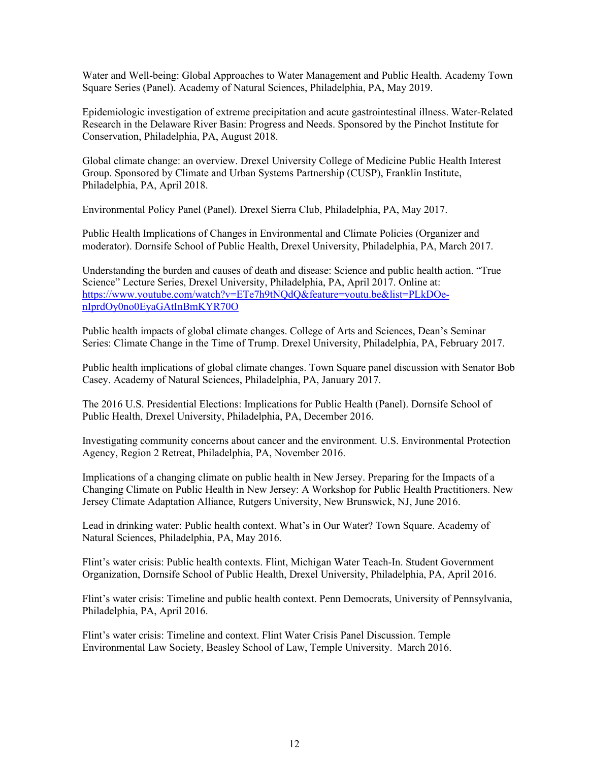Water and Well-being: Global Approaches to Water Management and Public Health. Academy Town Square Series (Panel). Academy of Natural Sciences, Philadelphia, PA, May 2019.

Epidemiologic investigation of extreme precipitation and acute gastrointestinal illness. Water-Related Research in the Delaware River Basin: Progress and Needs. Sponsored by the Pinchot Institute for Conservation, Philadelphia, PA, August 2018.

Global climate change: an overview. Drexel University College of Medicine Public Health Interest Group. Sponsored by Climate and Urban Systems Partnership (CUSP), Franklin Institute, Philadelphia, PA, April 2018.

Environmental Policy Panel (Panel). Drexel Sierra Club, Philadelphia, PA, May 2017.

Public Health Implications of Changes in Environmental and Climate Policies (Organizer and moderator). Dornsife School of Public Health, Drexel University, Philadelphia, PA, March 2017.

Understanding the burden and causes of death and disease: Science and public health action. "True Science" Lecture Series, Drexel University, Philadelphia, PA, April 2017. Online at: [https://www.youtube.com/watch?v=ETe7h9tNQdQ&feature=youtu.be&list=PLkDOe-nIprdOy0no0EyaGAtInBmKYR70O](https://www.youtube.com/watch?v=ETe7h9tNQdQ&feature=youtu.be&list=PLkDOe-nIprdOy0no0EyaGAtInBmKYR70O)

Public health impacts of global climate changes. College of Arts and Sciences, Dean's Seminar Series: Climate Change in the Time of Trump. Drexel University, Philadelphia, PA, February 2017.

Public health implications of global climate changes. Town Square panel discussion with Senator Bob Casey. Academy of Natural Sciences, Philadelphia, PA, January 2017.

The 2016 U.S. Presidential Elections: Implications for Public Health (Panel). Dornsife School of Public Health, Drexel University, Philadelphia, PA, December 2016.

Investigating community concerns about cancer and the environment. U.S. Environmental Protection Agency, Region 2 Retreat, Philadelphia, PA, November 2016.

Implications of a changing climate on public health in New Jersey. Preparing for the Impacts of a Changing Climate on Public Health in New Jersey: A Workshop for Public Health Practitioners. New Jersey Climate Adaptation Alliance, Rutgers University, New Brunswick, NJ, June 2016.

Lead in drinking water: Public health context. What's in Our Water? Town Square. Academy of Natural Sciences, Philadelphia, PA, May 2016.

Flint's water crisis: Public health contexts. Flint, Michigan Water Teach-In. Student Government Organization, Dornsife School of Public Health, Drexel University, Philadelphia, PA, April 2016.

Flint's water crisis: Timeline and public health context. Penn Democrats, University of Pennsylvania, Philadelphia, PA, April 2016.

Flint's water crisis: Timeline and context. Flint Water Crisis Panel Discussion. Temple Environmental Law Society, Beasley School of Law, Temple University. March 2016.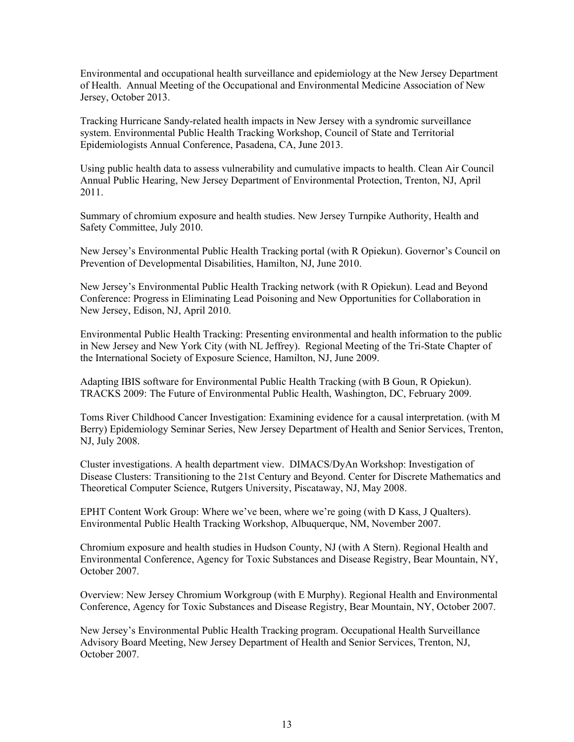Environmental and occupational health surveillance and epidemiology at the New Jersey Department of Health. Annual Meeting of the Occupational and Environmental Medicine Association of New Jersey, October 2013.

Tracking Hurricane Sandy-related health impacts in New Jersey with a syndromic surveillance system. Environmental Public Health Tracking Workshop, Council of State and Territorial Epidemiologists Annual Conference, Pasadena, CA, June 2013.

Using public health data to assess vulnerability and cumulative impacts to health. Clean Air Council Annual Public Hearing, New Jersey Department of Environmental Protection, Trenton, NJ, April 2011.

Summary of chromium exposure and health studies. New Jersey Turnpike Authority, Health and Safety Committee, July 2010.

New Jersey's Environmental Public Health Tracking portal (with R Opiekun). Governor's Council on Prevention of Developmental Disabilities, Hamilton, NJ, June 2010.

New Jersey's Environmental Public Health Tracking network (with R Opiekun). Lead and Beyond Conference: Progress in Eliminating Lead Poisoning and New Opportunities for Collaboration in New Jersey, Edison, NJ, April 2010.

Environmental Public Health Tracking: Presenting environmental and health information to the public in New Jersey and New York City (with NL Jeffrey). Regional Meeting of the Tri-State Chapter of the International Society of Exposure Science, Hamilton, NJ, June 2009.

Adapting IBIS software for Environmental Public Health Tracking (with B Goun, R Opiekun). TRACKS 2009: The Future of Environmental Public Health, Washington, DC, February 2009.

Toms River Childhood Cancer Investigation: Examining evidence for a causal interpretation. (with M Berry) Epidemiology Seminar Series, New Jersey Department of Health and Senior Services, Trenton, NJ, July 2008.

Cluster investigations. A health department view. DIMACS/DyAn Workshop: Investigation of Disease Clusters: Transitioning to the 21st Century and Beyond. Center for Discrete Mathematics and Theoretical Computer Science, Rutgers University, Piscataway, NJ, May 2008.

EPHT Content Work Group: Where we've been, where we're going (with D Kass, J Qualters). Environmental Public Health Tracking Workshop, Albuquerque, NM, November 2007.

Chromium exposure and health studies in Hudson County, NJ (with A Stern). Regional Health and Environmental Conference, Agency for Toxic Substances and Disease Registry, Bear Mountain, NY, October 2007.

Overview: New Jersey Chromium Workgroup (with E Murphy). Regional Health and Environmental Conference, Agency for Toxic Substances and Disease Registry, Bear Mountain, NY, October 2007.

New Jersey's Environmental Public Health Tracking program. Occupational Health Surveillance Advisory Board Meeting, New Jersey Department of Health and Senior Services, Trenton, NJ, October 2007.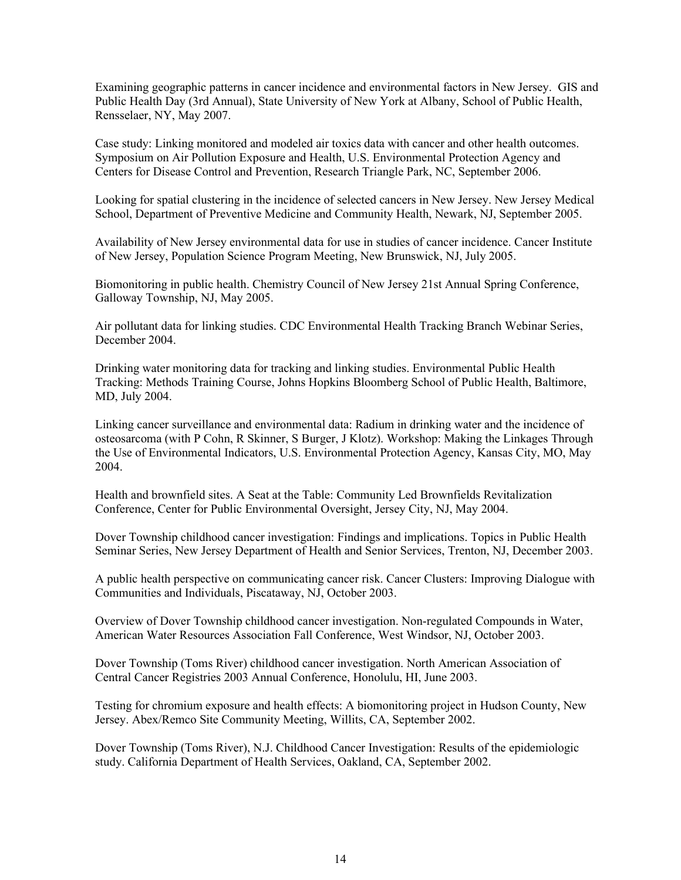Examining geographic patterns in cancer incidence and environmental factors in New Jersey. GIS and Public Health Day (3rd Annual), State University of New York at Albany, School of Public Health, Rensselaer, NY, May 2007.

Case study: Linking monitored and modeled air toxics data with cancer and other health outcomes. Symposium on Air Pollution Exposure and Health, U.S. Environmental Protection Agency and Centers for Disease Control and Prevention, Research Triangle Park, NC, September 2006.

Looking for spatial clustering in the incidence of selected cancers in New Jersey. New Jersey Medical School, Department of Preventive Medicine and Community Health, Newark, NJ, September 2005.

Availability of New Jersey environmental data for use in studies of cancer incidence. Cancer Institute of New Jersey, Population Science Program Meeting, New Brunswick, NJ, July 2005.

Biomonitoring in public health. Chemistry Council of New Jersey 21st Annual Spring Conference, Galloway Township, NJ, May 2005.

Air pollutant data for linking studies. CDC Environmental Health Tracking Branch Webinar Series, December 2004.

Drinking water monitoring data for tracking and linking studies. Environmental Public Health Tracking: Methods Training Course, Johns Hopkins Bloomberg School of Public Health, Baltimore, MD, July 2004.

Linking cancer surveillance and environmental data: Radium in drinking water and the incidence of osteosarcoma (with P Cohn, R Skinner, S Burger, J Klotz). Workshop: Making the Linkages Through the Use of Environmental Indicators, U.S. Environmental Protection Agency, Kansas City, MO, May 2004.

Health and brownfield sites. A Seat at the Table: Community Led Brownfields Revitalization Conference, Center for Public Environmental Oversight, Jersey City, NJ, May 2004.

Dover Township childhood cancer investigation: Findings and implications. Topics in Public Health Seminar Series, New Jersey Department of Health and Senior Services, Trenton, NJ, December 2003.

A public health perspective on communicating cancer risk. Cancer Clusters: Improving Dialogue with Communities and Individuals, Piscataway, NJ, October 2003.

Overview of Dover Township childhood cancer investigation. Non-regulated Compounds in Water, American Water Resources Association Fall Conference, West Windsor, NJ, October 2003.

Dover Township (Toms River) childhood cancer investigation. North American Association of Central Cancer Registries 2003 Annual Conference, Honolulu, HI, June 2003.

Testing for chromium exposure and health effects: A biomonitoring project in Hudson County, New Jersey. Abex/Remco Site Community Meeting, Willits, CA, September 2002.

Dover Township (Toms River), N.J. Childhood Cancer Investigation: Results of the epidemiologic study. California Department of Health Services, Oakland, CA, September 2002.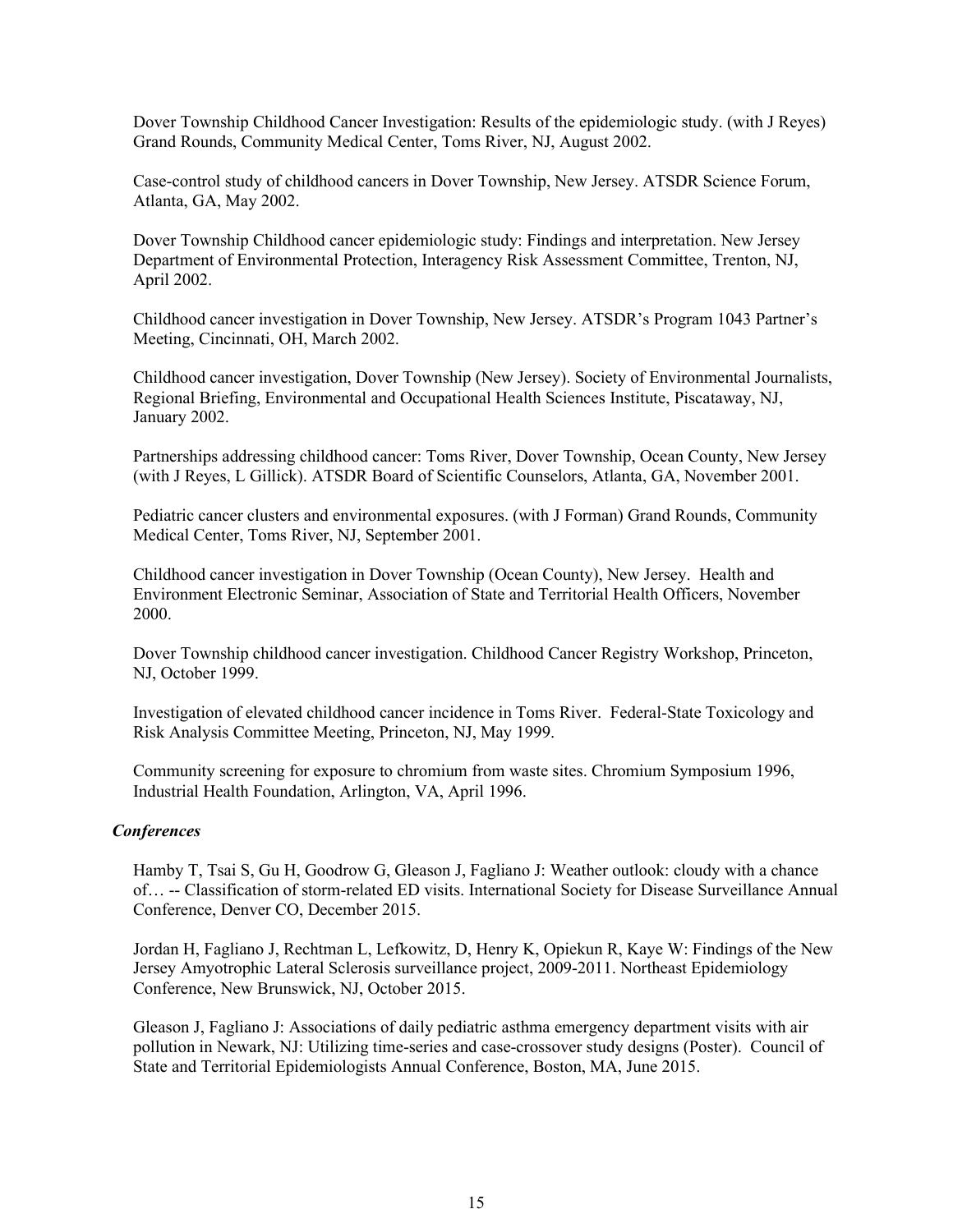Dover Township Childhood Cancer Investigation: Results of the epidemiologic study. (with J Reyes) Grand Rounds, Community Medical Center, Toms River, NJ, August 2002.

Case-control study of childhood cancers in Dover Township, New Jersey. ATSDR Science Forum, Atlanta, GA, May 2002.

Dover Township Childhood cancer epidemiologic study: Findings and interpretation. New Jersey Department of Environmental Protection, Interagency Risk Assessment Committee, Trenton, NJ, April 2002.

Childhood cancer investigation in Dover Township, New Jersey. ATSDR's Program 1043 Partner's Meeting, Cincinnati, OH, March 2002.

Childhood cancer investigation, Dover Township (New Jersey). Society of Environmental Journalists, Regional Briefing, Environmental and Occupational Health Sciences Institute, Piscataway, NJ, January 2002.

Partnerships addressing childhood cancer: Toms River, Dover Township, Ocean County, New Jersey (with J Reyes, L Gillick). ATSDR Board of Scientific Counselors, Atlanta, GA, November 2001.

Pediatric cancer clusters and environmental exposures. (with J Forman) Grand Rounds, Community Medical Center, Toms River, NJ, September 2001.

Childhood cancer investigation in Dover Township (Ocean County), New Jersey. Health and Environment Electronic Seminar, Association of State and Territorial Health Officers, November 2000.

Dover Township childhood cancer investigation. Childhood Cancer Registry Workshop, Princeton, NJ, October 1999.

Investigation of elevated childhood cancer incidence in Toms River. Federal-State Toxicology and Risk Analysis Committee Meeting, Princeton, NJ, May 1999.

Community screening for exposure to chromium from waste sites. Chromium Symposium 1996, Industrial Health Foundation, Arlington, VA, April 1996.

***Conferences***

Hamby T, Tsai S, Gu H, Goodrow G, Gleason J, Fagliano J: Weather outlook: cloudy with a chance of… -- Classification of storm-related ED visits. International Society for Disease Surveillance Annual Conference, Denver CO, December 2015.

Jordan H, Fagliano J, Rechtman L, Lefkowitz, D, Henry K, Opiekun R, Kaye W: Findings of the New Jersey Amyotrophic Lateral Sclerosis surveillance project, 2009-2011. Northeast Epidemiology Conference, New Brunswick, NJ, October 2015.

Gleason J, Fagliano J: Associations of daily pediatric asthma emergency department visits with air pollution in Newark, NJ: Utilizing time-series and case-crossover study designs (Poster). Council of State and Territorial Epidemiologists Annual Conference, Boston, MA, June 2015.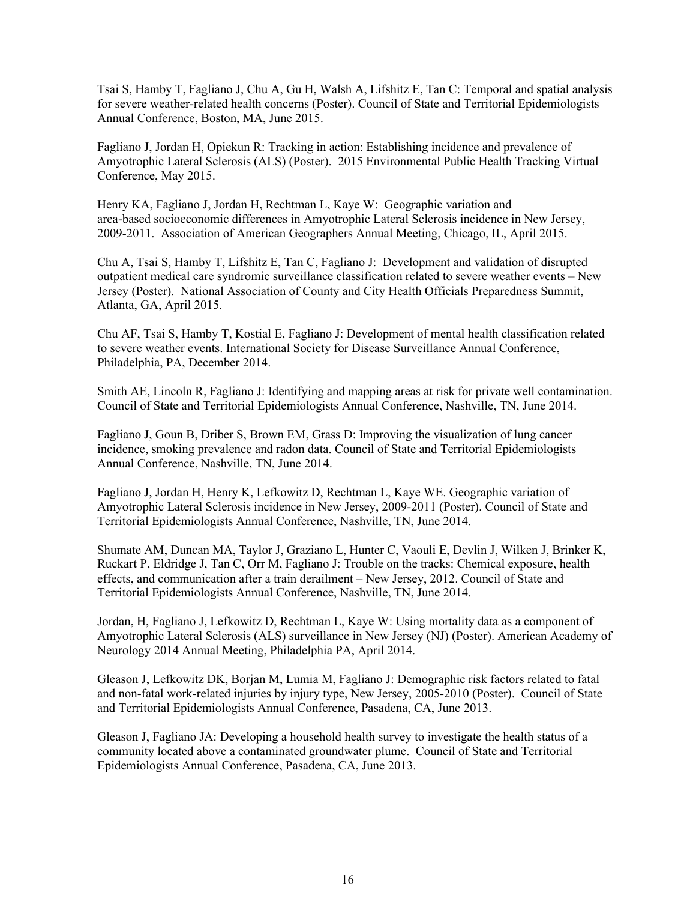Tsai S, Hamby T, Fagliano J, Chu A, Gu H, Walsh A, Lifshitz E, Tan C: Temporal and spatial analysis for severe weather-related health concerns (Poster). Council of State and Territorial Epidemiologists Annual Conference, Boston, MA, June 2015.

Fagliano J, Jordan H, Opiekun R: Tracking in action: Establishing incidence and prevalence of Amyotrophic Lateral Sclerosis (ALS) (Poster). 2015 Environmental Public Health Tracking Virtual Conference, May 2015.

Henry KA, Fagliano J, Jordan H, Rechtman L, Kaye W: Geographic variation and area-based socioeconomic differences in Amyotrophic Lateral Sclerosis incidence in New Jersey, 2009-2011. Association of American Geographers Annual Meeting, Chicago, IL, April 2015.

Chu A, Tsai S, Hamby T, Lifshitz E, Tan C, Fagliano J: Development and validation of disrupted outpatient medical care syndromic surveillance classification related to severe weather events – New Jersey (Poster). National Association of County and City Health Officials Preparedness Summit, Atlanta, GA, April 2015.

Chu AF, Tsai S, Hamby T, Kostial E, Fagliano J: Development of mental health classification related to severe weather events. International Society for Disease Surveillance Annual Conference, Philadelphia, PA, December 2014.

Smith AE, Lincoln R, Fagliano J: Identifying and mapping areas at risk for private well contamination. Council of State and Territorial Epidemiologists Annual Conference, Nashville, TN, June 2014.

Fagliano J, Goun B, Driber S, Brown EM, Grass D: Improving the visualization of lung cancer incidence, smoking prevalence and radon data. Council of State and Territorial Epidemiologists Annual Conference, Nashville, TN, June 2014.

Fagliano J, Jordan H, Henry K, Lefkowitz D, Rechtman L, Kaye WE. Geographic variation of Amyotrophic Lateral Sclerosis incidence in New Jersey, 2009-2011 (Poster). Council of State and Territorial Epidemiologists Annual Conference, Nashville, TN, June 2014.

Shumate AM, Duncan MA, Taylor J, Graziano L, Hunter C, Vaouli E, Devlin J, Wilken J, Brinker K, Ruckart P, Eldridge J, Tan C, Orr M, Fagliano J: Trouble on the tracks: Chemical exposure, health effects, and communication after a train derailment – New Jersey, 2012. Council of State and Territorial Epidemiologists Annual Conference, Nashville, TN, June 2014.

Jordan, H, Fagliano J, Lefkowitz D, Rechtman L, Kaye W: Using mortality data as a component of Amyotrophic Lateral Sclerosis (ALS) surveillance in New Jersey (NJ) (Poster). American Academy of Neurology 2014 Annual Meeting, Philadelphia PA, April 2014.

Gleason J, Lefkowitz DK, Borjan M, Lumia M, Fagliano J: Demographic risk factors related to fatal and non-fatal work-related injuries by injury type, New Jersey, 2005-2010 (Poster). Council of State and Territorial Epidemiologists Annual Conference, Pasadena, CA, June 2013.

Gleason J, Fagliano JA: Developing a household health survey to investigate the health status of a community located above a contaminated groundwater plume. Council of State and Territorial Epidemiologists Annual Conference, Pasadena, CA, June 2013.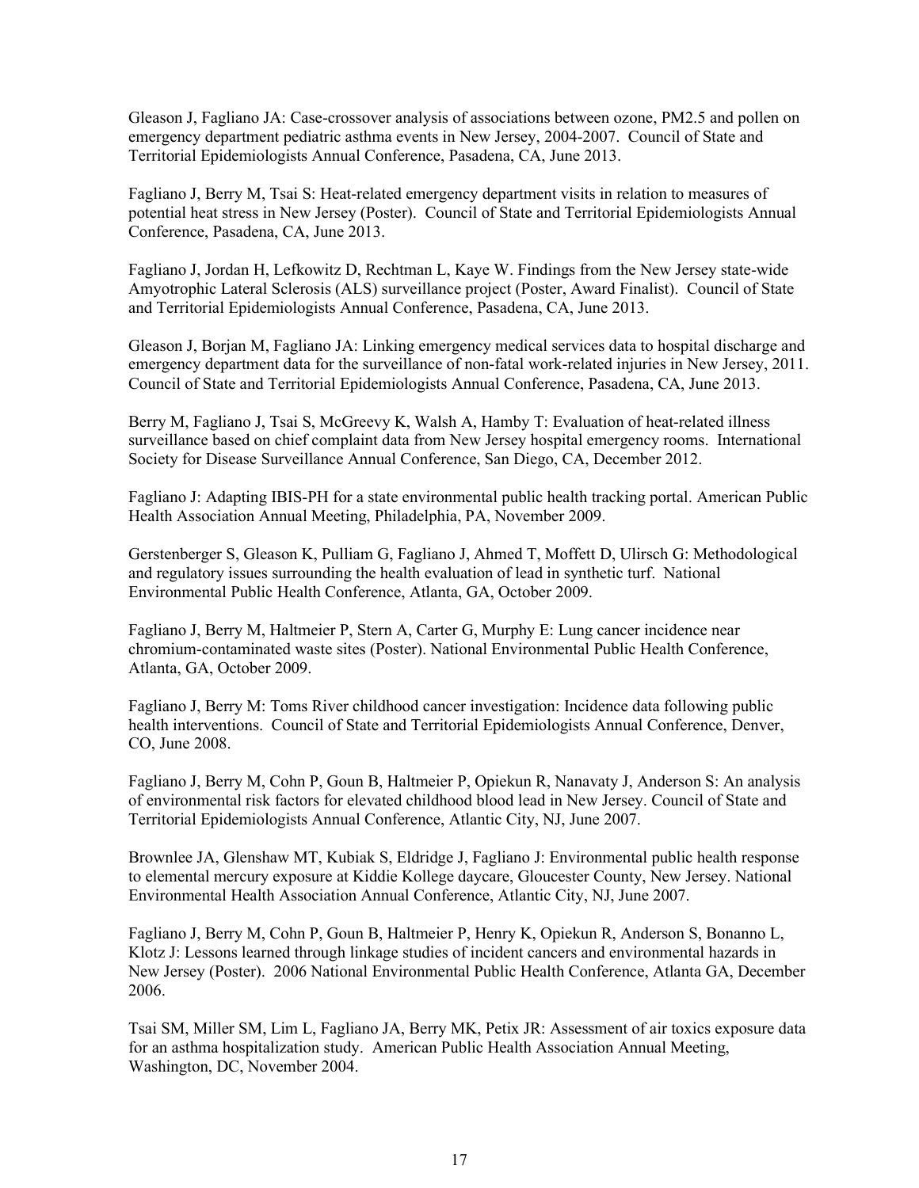Gleason J, Fagliano JA: Case-crossover analysis of associations between ozone, PM2.5 and pollen on emergency department pediatric asthma events in New Jersey, 2004-2007. Council of State and Territorial Epidemiologists Annual Conference, Pasadena, CA, June 2013.

Fagliano J, Berry M, Tsai S: Heat-related emergency department visits in relation to measures of potential heat stress in New Jersey (Poster). Council of State and Territorial Epidemiologists Annual Conference, Pasadena, CA, June 2013.

Fagliano J, Jordan H, Lefkowitz D, Rechtman L, Kaye W. Findings from the New Jersey state-wide Amyotrophic Lateral Sclerosis (ALS) surveillance project (Poster, Award Finalist). Council of State and Territorial Epidemiologists Annual Conference, Pasadena, CA, June 2013.

Gleason J, Borjan M, Fagliano JA: Linking emergency medical services data to hospital discharge and emergency department data for the surveillance of non-fatal work-related injuries in New Jersey, 2011. Council of State and Territorial Epidemiologists Annual Conference, Pasadena, CA, June 2013.

Berry M, Fagliano J, Tsai S, McGreevy K, Walsh A, Hamby T: Evaluation of heat-related illness surveillance based on chief complaint data from New Jersey hospital emergency rooms. International Society for Disease Surveillance Annual Conference, San Diego, CA, December 2012.

Fagliano J: Adapting IBIS-PH for a state environmental public health tracking portal. American Public Health Association Annual Meeting, Philadelphia, PA, November 2009.

Gerstenberger S, Gleason K, Pulliam G, Fagliano J, Ahmed T, Moffett D, Ulirsch G: Methodological and regulatory issues surrounding the health evaluation of lead in synthetic turf. National Environmental Public Health Conference, Atlanta, GA, October 2009.

Fagliano J, Berry M, Haltmeier P, Stern A, Carter G, Murphy E: Lung cancer incidence near chromium-contaminated waste sites (Poster). National Environmental Public Health Conference, Atlanta, GA, October 2009.

Fagliano J, Berry M: Toms River childhood cancer investigation: Incidence data following public health interventions. Council of State and Territorial Epidemiologists Annual Conference, Denver, CO, June 2008.

Fagliano J, Berry M, Cohn P, Goun B, Haltmeier P, Opiekun R, Nanavaty J, Anderson S: An analysis of environmental risk factors for elevated childhood blood lead in New Jersey. Council of State and Territorial Epidemiologists Annual Conference, Atlantic City, NJ, June 2007.

Brownlee JA, Glenshaw MT, Kubiak S, Eldridge J, Fagliano J: Environmental public health response to elemental mercury exposure at Kiddie Kollege daycare, Gloucester County, New Jersey. National Environmental Health Association Annual Conference, Atlantic City, NJ, June 2007.

Fagliano J, Berry M, Cohn P, Goun B, Haltmeier P, Henry K, Opiekun R, Anderson S, Bonanno L, Klotz J: Lessons learned through linkage studies of incident cancers and environmental hazards in New Jersey (Poster). 2006 National Environmental Public Health Conference, Atlanta GA, December 2006.

Tsai SM, Miller SM, Lim L, Fagliano JA, Berry MK, Petix JR: Assessment of air toxics exposure data for an asthma hospitalization study. American Public Health Association Annual Meeting, Washington, DC, November 2004.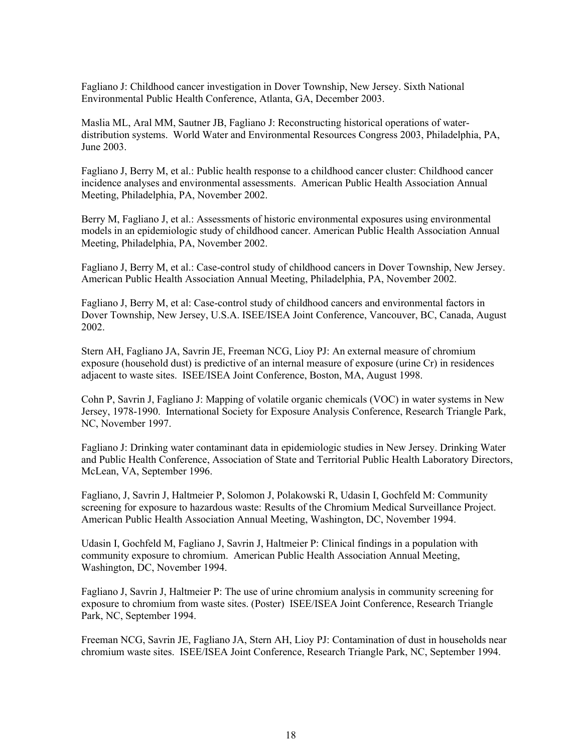Fagliano J: Childhood cancer investigation in Dover Township, New Jersey. Sixth National Environmental Public Health Conference, Atlanta, GA, December 2003.

Maslia ML, Aral MM, Sautner JB, Fagliano J: Reconstructing historical operations of water-distribution systems. World Water and Environmental Resources Congress 2003, Philadelphia, PA, June 2003.

Fagliano J, Berry M, et al.: Public health response to a childhood cancer cluster: Childhood cancer incidence analyses and environmental assessments. American Public Health Association Annual Meeting, Philadelphia, PA, November 2002.

Berry M, Fagliano J, et al.: Assessments of historic environmental exposures using environmental models in an epidemiologic study of childhood cancer. American Public Health Association Annual Meeting, Philadelphia, PA, November 2002.

Fagliano J, Berry M, et al.: Case-control study of childhood cancers in Dover Township, New Jersey. American Public Health Association Annual Meeting, Philadelphia, PA, November 2002.

Fagliano J, Berry M, et al: Case-control study of childhood cancers and environmental factors in Dover Township, New Jersey, U.S.A. ISEE/ISEA Joint Conference, Vancouver, BC, Canada, August 2002.

Stern AH, Fagliano JA, Savrin JE, Freeman NCG, Lioy PJ: An external measure of chromium exposure (household dust) is predictive of an internal measure of exposure (urine Cr) in residences adjacent to waste sites. ISEE/ISEA Joint Conference, Boston, MA, August 1998.

Cohn P, Savrin J, Fagliano J: Mapping of volatile organic chemicals (VOC) in water systems in New Jersey, 1978-1990. International Society for Exposure Analysis Conference, Research Triangle Park, NC, November 1997.

Fagliano J: Drinking water contaminant data in epidemiologic studies in New Jersey. Drinking Water and Public Health Conference, Association of State and Territorial Public Health Laboratory Directors, McLean, VA, September 1996.

Fagliano, J, Savrin J, Haltmeier P, Solomon J, Polakowski R, Udasin I, Gochfeld M: Community screening for exposure to hazardous waste: Results of the Chromium Medical Surveillance Project. American Public Health Association Annual Meeting, Washington, DC, November 1994.

Udasin I, Gochfeld M, Fagliano J, Savrin J, Haltmeier P: Clinical findings in a population with community exposure to chromium. American Public Health Association Annual Meeting, Washington, DC, November 1994.

Fagliano J, Savrin J, Haltmeier P: The use of urine chromium analysis in community screening for exposure to chromium from waste sites. (Poster) ISEE/ISEA Joint Conference, Research Triangle Park, NC, September 1994.

Freeman NCG, Savrin JE, Fagliano JA, Stern AH, Lioy PJ: Contamination of dust in households near chromium waste sites. ISEE/ISEA Joint Conference, Research Triangle Park, NC, September 1994.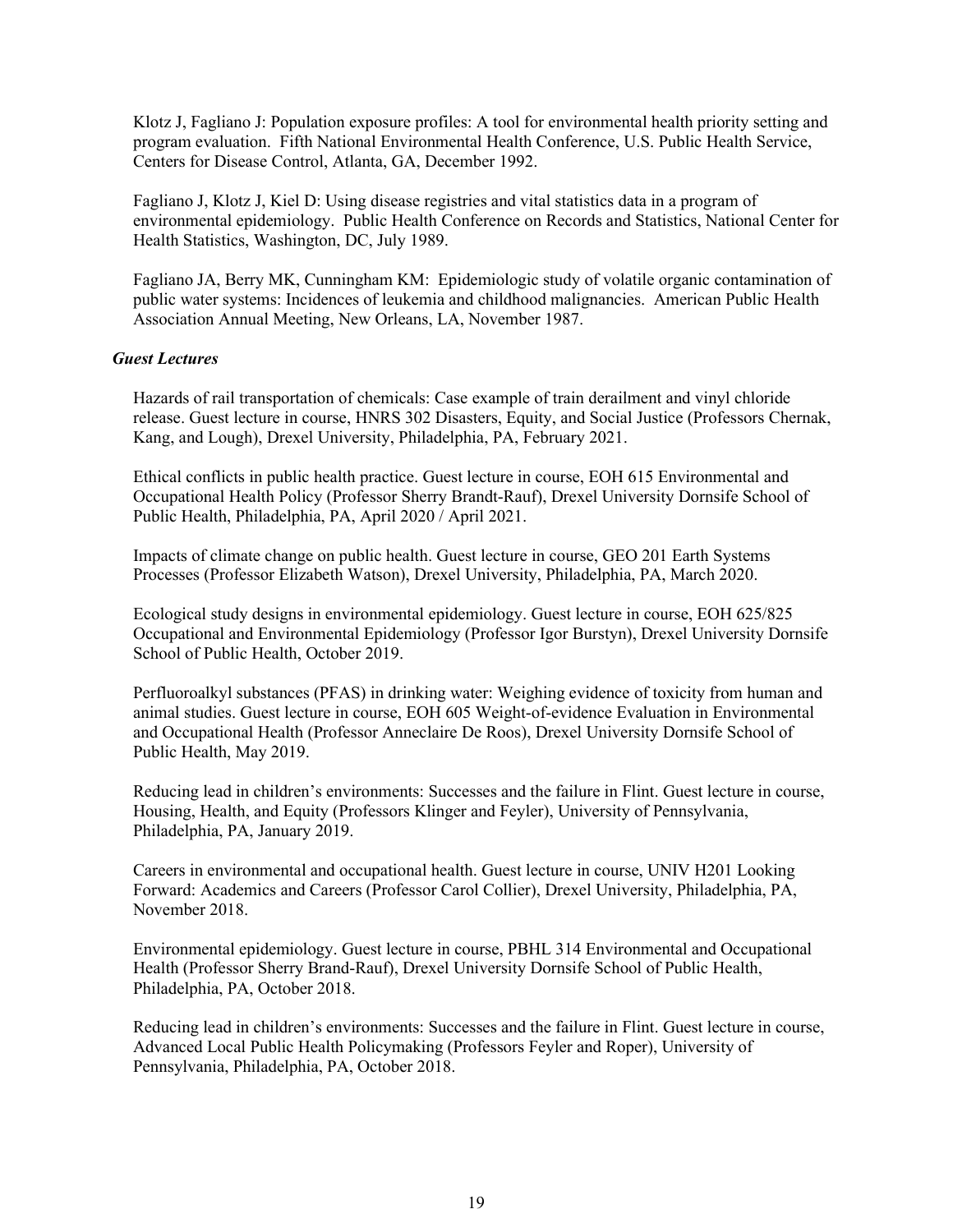Klotz J, Fagliano J: Population exposure profiles: A tool for environmental health priority setting and program evaluation. Fifth National Environmental Health Conference, U.S. Public Health Service, Centers for Disease Control, Atlanta, GA, December 1992.

Fagliano J, Klotz J, Kiel D: Using disease registries and vital statistics data in a program of environmental epidemiology. Public Health Conference on Records and Statistics, National Center for Health Statistics, Washington, DC, July 1989.

Fagliano JA, Berry MK, Cunningham KM: Epidemiologic study of volatile organic contamination of public water systems: Incidences of leukemia and childhood malignancies. American Public Health Association Annual Meeting, New Orleans, LA, November 1987.

### *Guest Lectures*

Hazards of rail transportation of chemicals: Case example of train derailment and vinyl chloride release. Guest lecture in course, HNRS 302 Disasters, Equity, and Social Justice (Professors Chernak, Kang, and Lough), Drexel University, Philadelphia, PA, February 2021.

Ethical conflicts in public health practice. Guest lecture in course, EOH 615 Environmental and Occupational Health Policy (Professor Sherry Brandt-Rauf), Drexel University Dornsife School of Public Health, Philadelphia, PA, April 2020 / April 2021.

Impacts of climate change on public health. Guest lecture in course, GEO 201 Earth Systems Processes (Professor Elizabeth Watson), Drexel University, Philadelphia, PA, March 2020.

Ecological study designs in environmental epidemiology. Guest lecture in course, EOH 625/825 Occupational and Environmental Epidemiology (Professor Igor Burstyn), Drexel University Dornsife School of Public Health, October 2019.

Perfluoroalkyl substances (PFAS) in drinking water: Weighing evidence of toxicity from human and animal studies. Guest lecture in course, EOH 605 Weight-of-evidence Evaluation in Environmental and Occupational Health (Professor Anneclaire De Roos), Drexel University Dornsife School of Public Health, May 2019.

Reducing lead in children's environments: Successes and the failure in Flint. Guest lecture in course, Housing, Health, and Equity (Professors Klinger and Feyler), University of Pennsylvania, Philadelphia, PA, January 2019.

Careers in environmental and occupational health. Guest lecture in course, UNIV H201 Looking Forward: Academics and Careers (Professor Carol Collier), Drexel University, Philadelphia, PA, November 2018.

Environmental epidemiology. Guest lecture in course, PBHL 314 Environmental and Occupational Health (Professor Sherry Brand-Rauf), Drexel University Dornsife School of Public Health, Philadelphia, PA, October 2018.

Reducing lead in children's environments: Successes and the failure in Flint. Guest lecture in course, Advanced Local Public Health Policymaking (Professors Feyler and Roper), University of Pennsylvania, Philadelphia, PA, October 2018.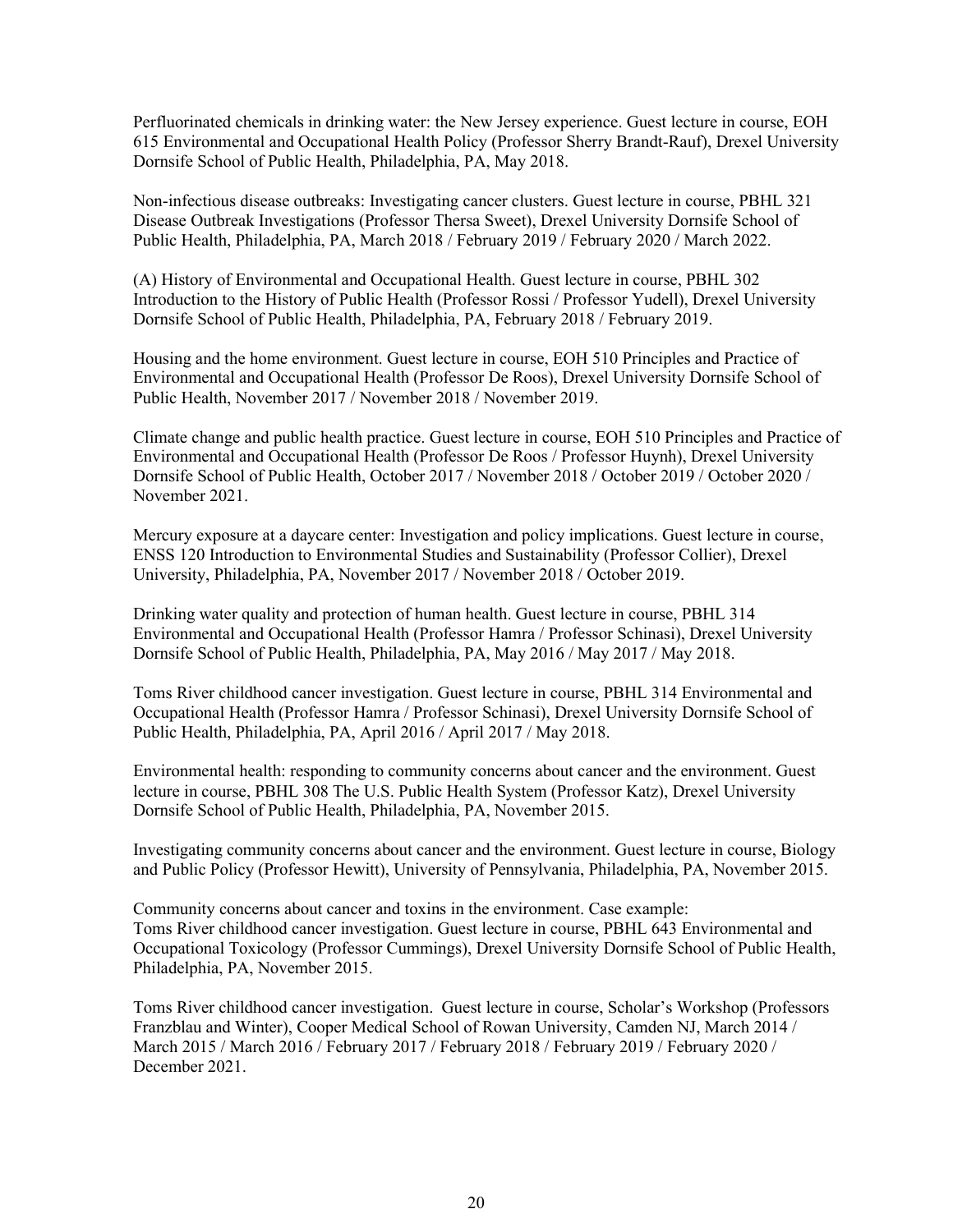Perfluorinated chemicals in drinking water: the New Jersey experience. Guest lecture in course, EOH 615 Environmental and Occupational Health Policy (Professor Sherry Brandt-Rauf), Drexel University Dornsife School of Public Health, Philadelphia, PA, May 2018.

Non-infectious disease outbreaks: Investigating cancer clusters. Guest lecture in course, PBHL 321 Disease Outbreak Investigations (Professor Thersa Sweet), Drexel University Dornsife School of Public Health, Philadelphia, PA, March 2018 / February 2019 / February 2020 / March 2022.

(A) History of Environmental and Occupational Health. Guest lecture in course, PBHL 302 Introduction to the History of Public Health (Professor Rossi / Professor Yudell), Drexel University Dornsife School of Public Health, Philadelphia, PA, February 2018 / February 2019.

Housing and the home environment. Guest lecture in course, EOH 510 Principles and Practice of Environmental and Occupational Health (Professor De Roos), Drexel University Dornsife School of Public Health, November 2017 / November 2018 / November 2019.

Climate change and public health practice. Guest lecture in course, EOH 510 Principles and Practice of Environmental and Occupational Health (Professor De Roos / Professor Huynh), Drexel University Dornsife School of Public Health, October 2017 / November 2018 / October 2019 / October 2020 / November 2021.

Mercury exposure at a daycare center: Investigation and policy implications. Guest lecture in course, ENSS 120 Introduction to Environmental Studies and Sustainability (Professor Collier), Drexel University, Philadelphia, PA, November 2017 / November 2018 / October 2019.

Drinking water quality and protection of human health. Guest lecture in course, PBHL 314 Environmental and Occupational Health (Professor Hamra / Professor Schinasi), Drexel University Dornsife School of Public Health, Philadelphia, PA, May 2016 / May 2017 / May 2018.

Toms River childhood cancer investigation. Guest lecture in course, PBHL 314 Environmental and Occupational Health (Professor Hamra / Professor Schinasi), Drexel University Dornsife School of Public Health, Philadelphia, PA, April 2016 / April 2017 / May 2018.

Environmental health: responding to community concerns about cancer and the environment. Guest lecture in course, PBHL 308 The U.S. Public Health System (Professor Katz), Drexel University Dornsife School of Public Health, Philadelphia, PA, November 2015.

Investigating community concerns about cancer and the environment. Guest lecture in course, Biology and Public Policy (Professor Hewitt), University of Pennsylvania, Philadelphia, PA, November 2015.

Community concerns about cancer and toxins in the environment. Case example: Toms River childhood cancer investigation. Guest lecture in course, PBHL 643 Environmental and Occupational Toxicology (Professor Cummings), Drexel University Dornsife School of Public Health, Philadelphia, PA, November 2015.

Toms River childhood cancer investigation. Guest lecture in course, Scholar's Workshop (Professors Franzblau and Winter), Cooper Medical School of Rowan University, Camden NJ, March 2014 / March 2015 / March 2016 / February 2017 / February 2018 / February 2019 / February 2020 / December 2021.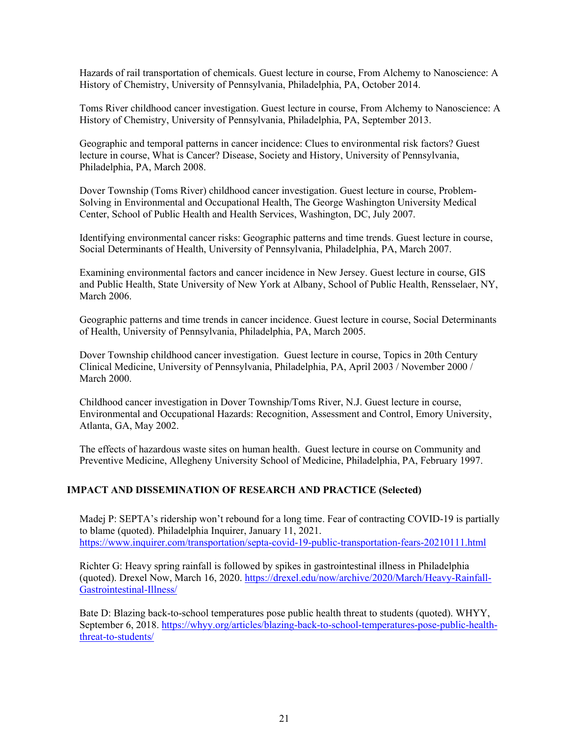Hazards of rail transportation of chemicals. Guest lecture in course, From Alchemy to Nanoscience: A History of Chemistry, University of Pennsylvania, Philadelphia, PA, October 2014.

Toms River childhood cancer investigation. Guest lecture in course, From Alchemy to Nanoscience: A History of Chemistry, University of Pennsylvania, Philadelphia, PA, September 2013.

Geographic and temporal patterns in cancer incidence: Clues to environmental risk factors? Guest lecture in course, What is Cancer? Disease, Society and History, University of Pennsylvania, Philadelphia, PA, March 2008.

Dover Township (Toms River) childhood cancer investigation. Guest lecture in course, Problem-Solving in Environmental and Occupational Health, The George Washington University Medical Center, School of Public Health and Health Services, Washington, DC, July 2007.

Identifying environmental cancer risks: Geographic patterns and time trends. Guest lecture in course, Social Determinants of Health, University of Pennsylvania, Philadelphia, PA, March 2007.

Examining environmental factors and cancer incidence in New Jersey. Guest lecture in course, GIS and Public Health, State University of New York at Albany, School of Public Health, Rensselaer, NY, March 2006.

Geographic patterns and time trends in cancer incidence. Guest lecture in course, Social Determinants of Health, University of Pennsylvania, Philadelphia, PA, March 2005.

Dover Township childhood cancer investigation. Guest lecture in course, Topics in 20th Century Clinical Medicine, University of Pennsylvania, Philadelphia, PA, April 2003 / November 2000 / March 2000.

Childhood cancer investigation in Dover Township/Toms River, N.J. Guest lecture in course, Environmental and Occupational Hazards: Recognition, Assessment and Control, Emory University, Atlanta, GA, May 2002.

The effects of hazardous waste sites on human health. Guest lecture in course on Community and Preventive Medicine, Allegheny University School of Medicine, Philadelphia, PA, February 1997.

## IMPACT AND DISSEMINATION OF RESEARCH AND PRACTICE (Selected)

Madej P: SEPTA's ridership won't rebound for a long time. Fear of contracting COVID-19 is partially to blame (quoted). Philadelphia Inquirer, January 11, 2021. https://www.inquirer.com/transportation/septa-covid-19-public-transportation-fears-20210111.html

Richter G: Heavy spring rainfall is followed by spikes in gastrointestinal illness in Philadelphia (quoted). Drexel Now, March 16, 2020. https://drexel.edu/now/archive/2020/March/Heavy-Rainfall-Gastrointestinal-Illness/

Bate D: Blazing back-to-school temperatures pose public health threat to students (quoted). WHYY, September 6, 2018. https://whyy.org/articles/blazing-back-to-school-temperatures-pose-public-health-threat-to-students/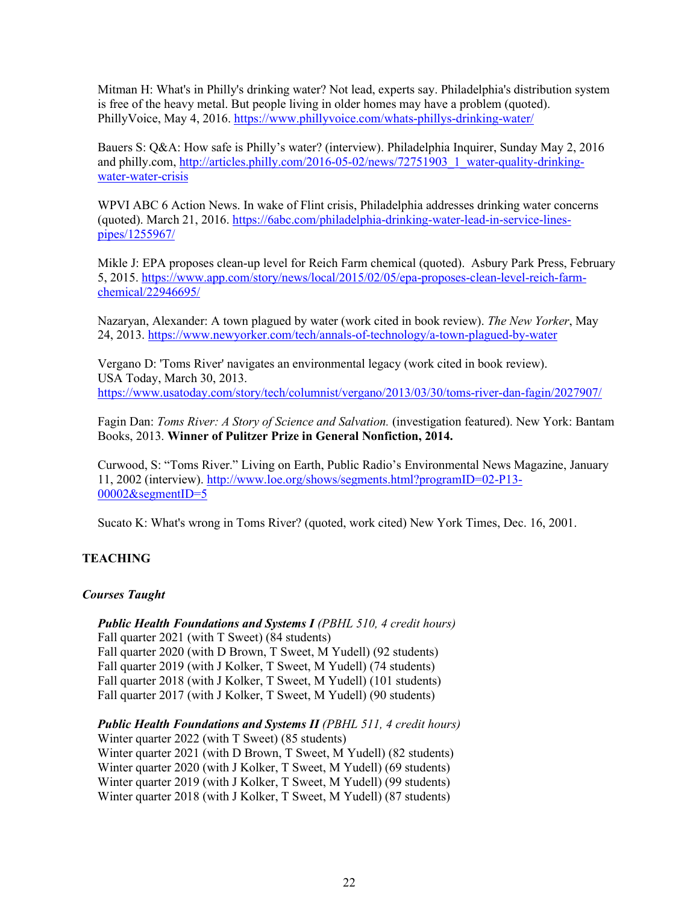Mitman H: What's in Philly's drinking water? Not lead, experts say. Philadelphia's distribution system is free of the heavy metal. But people living in older homes may have a problem (quoted). PhillyVoice, May 4, 2016. https://www.phillyvoice.com/whats-phillys-drinking-water/

Bauers S: Q&A: How safe is Philly's water? (interview). Philadelphia Inquirer, Sunday May 2, 2016 and philly.com, http://articles.philly.com/2016-05-02/news/72751903_1_water-quality-drinking-water-water-crisis

WPVI ABC 6 Action News. In wake of Flint crisis, Philadelphia addresses drinking water concerns (quoted). March 21, 2016. https://6abc.com/philadelphia-drinking-water-lead-in-service-lines-pipes/1255967/

Mikle J: EPA proposes clean-up level for Reich Farm chemical (quoted). Asbury Park Press, February 5, 2015. https://www.app.com/story/news/local/2015/02/05/epa-proposes-clean-level-reich-farm-chemical/22946695/

Nazaryan, Alexander: A town plagued by water (work cited in book review). *The New Yorker*, May 24, 2013. https://www.newyorker.com/tech/annals-of-technology/a-town-plagued-by-water

Vergano D: 'Toms River' navigates an environmental legacy (work cited in book review). USA Today, March 30, 2013. https://www.usatoday.com/story/tech/columnist/vergano/2013/03/30/toms-river-dan-fagin/2027907/

Fagin Dan: *Toms River: A Story of Science and Salvation.* (investigation featured). New York: Bantam Books, 2013. **Winner of Pulitzer Prize in General Nonfiction, 2014.**

Curwood, S: "Toms River." Living on Earth, Public Radio's Environmental News Magazine, January 11, 2002 (interview). http://www.loe.org/shows/segments.html?programID=02-P13-00002&segmentID=5

Sucato K: What's wrong in Toms River? (quoted, work cited) New York Times, Dec. 16, 2001.

## TEACHING

### *Courses Taught*

***Public Health Foundations and Systems I*** *(PBHL 510, 4 credit hours)*
Fall quarter 2021 (with T Sweet) (84 students)
Fall quarter 2020 (with D Brown, T Sweet, M Yudell) (92 students)
Fall quarter 2019 (with J Kolker, T Sweet, M Yudell) (74 students)
Fall quarter 2018 (with J Kolker, T Sweet, M Yudell) (101 students)
Fall quarter 2017 (with J Kolker, T Sweet, M Yudell) (90 students)

***Public Health Foundations and Systems II*** *(PBHL 511, 4 credit hours)*
Winter quarter 2022 (with T Sweet) (85 students)
Winter quarter 2021 (with D Brown, T Sweet, M Yudell) (82 students)
Winter quarter 2020 (with J Kolker, T Sweet, M Yudell) (69 students)
Winter quarter 2019 (with J Kolker, T Sweet, M Yudell) (99 students)
Winter quarter 2018 (with J Kolker, T Sweet, M Yudell) (87 students)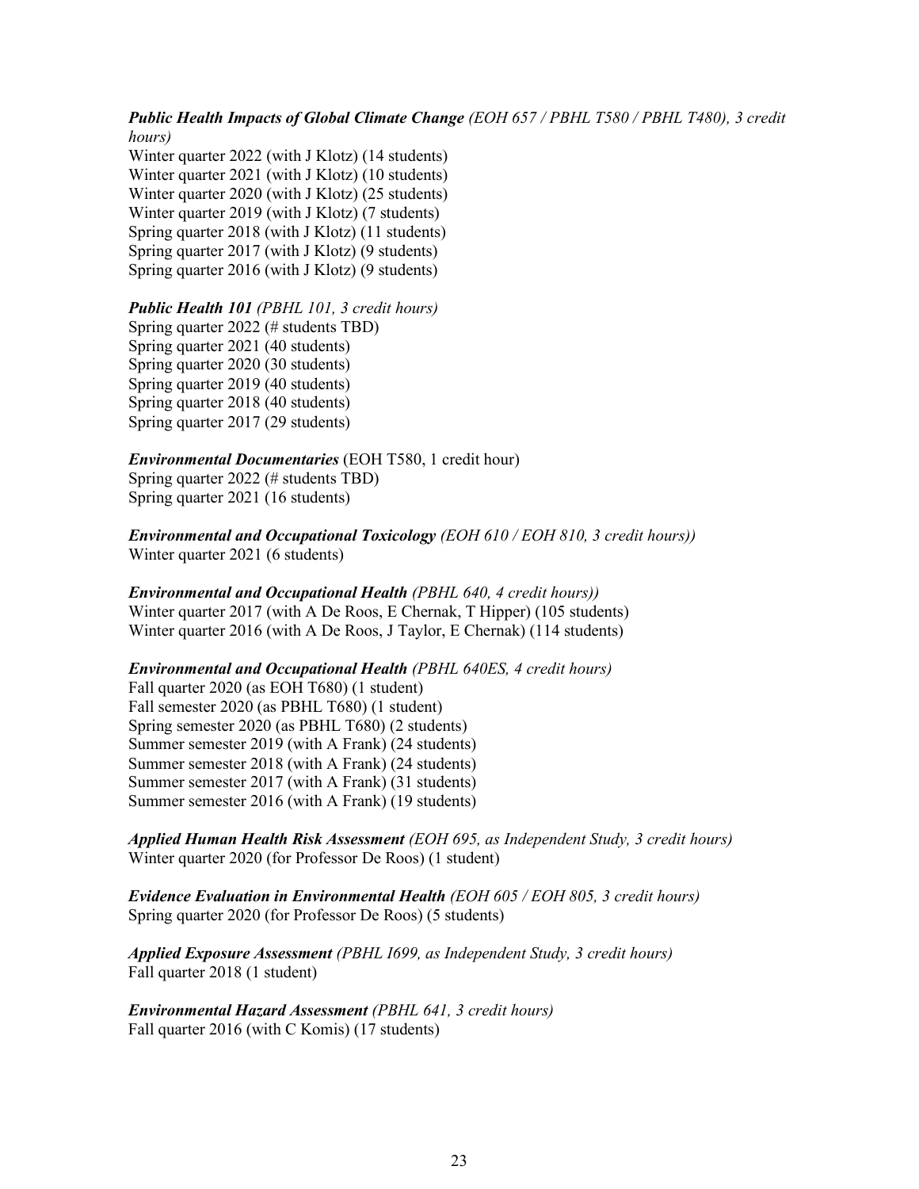***Public Health Impacts of Global Climate Change*** *(EOH 657 / PBHL T580 / PBHL T480), 3 credit hours)*
Winter quarter 2022 (with J Klotz) (14 students)
Winter quarter 2021 (with J Klotz) (10 students)
Winter quarter 2020 (with J Klotz) (25 students)
Winter quarter 2019 (with J Klotz) (7 students)
Spring quarter 2018 (with J Klotz) (11 students)
Spring quarter 2017 (with J Klotz) (9 students)
Spring quarter 2016 (with J Klotz) (9 students)

***Public Health 101*** *(PBHL 101, 3 credit hours)*
Spring quarter 2022 (# students TBD)
Spring quarter 2021 (40 students)
Spring quarter 2020 (30 students)
Spring quarter 2019 (40 students)
Spring quarter 2018 (40 students)
Spring quarter 2017 (29 students)

***Environmental Documentaries*** (EOH T580, 1 credit hour)
Spring quarter 2022 (# students TBD)
Spring quarter 2021 (16 students)

***Environmental and Occupational Toxicology*** *(EOH 610 / EOH 810, 3 credit hours))*
Winter quarter 2021 (6 students)

***Environmental and Occupational Health*** *(PBHL 640, 4 credit hours))*
Winter quarter 2017 (with A De Roos, E Chernak, T Hipper) (105 students)
Winter quarter 2016 (with A De Roos, J Taylor, E Chernak) (114 students)

***Environmental and Occupational Health*** *(PBHL 640ES, 4 credit hours)*
Fall quarter 2020 (as EOH T680) (1 student)
Fall semester 2020 (as PBHL T680) (1 student)
Spring semester 2020 (as PBHL T680) (2 students)
Summer semester 2019 (with A Frank) (24 students)
Summer semester 2018 (with A Frank) (24 students)
Summer semester 2017 (with A Frank) (31 students)
Summer semester 2016 (with A Frank) (19 students)

***Applied Human Health Risk Assessment*** *(EOH 695, as Independent Study, 3 credit hours)*
Winter quarter 2020 (for Professor De Roos) (1 student)

***Evidence Evaluation in Environmental Health*** *(EOH 605 / EOH 805, 3 credit hours)*
Spring quarter 2020 (for Professor De Roos) (5 students)

***Applied Exposure Assessment*** *(PBHL I699, as Independent Study, 3 credit hours)*
Fall quarter 2018 (1 student)

***Environmental Hazard Assessment*** *(PBHL 641, 3 credit hours)*
Fall quarter 2016 (with C Komis) (17 students)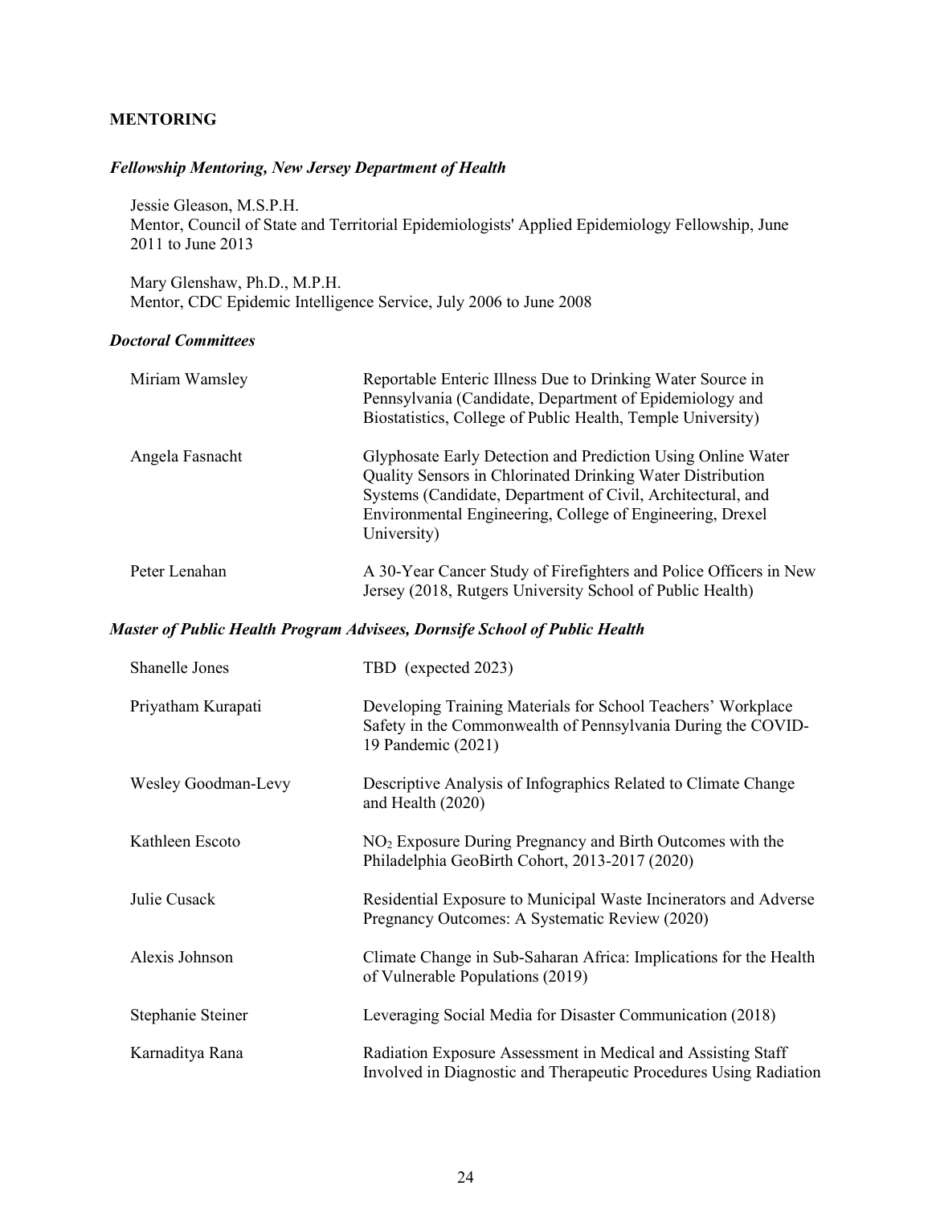## MENTORING

### *Fellowship Mentoring, New Jersey Department of Health*

Jessie Gleason, M.S.P.H.
Mentor, Council of State and Territorial Epidemiologists' Applied Epidemiology Fellowship, June 2011 to June 2013

Mary Glenshaw, Ph.D., M.P.H.
Mentor, CDC Epidemic Intelligence Service, July 2006 to June 2008

### *Doctoral Committees*

| | |
|---|---|
| Miriam Wamsley | Reportable Enteric Illness Due to Drinking Water Source in Pennsylvania (Candidate, Department of Epidemiology and Biostatistics, College of Public Health, Temple University) |
| Angela Fasnacht | Glyphosate Early Detection and Prediction Using Online Water Quality Sensors in Chlorinated Drinking Water Distribution Systems (Candidate, Department of Civil, Architectural, and Environmental Engineering, College of Engineering, Drexel University) |
| Peter Lenahan | A 30-Year Cancer Study of Firefighters and Police Officers in New Jersey (2018, Rutgers University School of Public Health) |

### *Master of Public Health Program Advisees, Dornsife School of Public Health*

| | |
|---|---|
| Shanelle Jones | TBD (expected 2023) |
| Priyatham Kurapati | Developing Training Materials for School Teachers' Workplace Safety in the Commonwealth of Pennsylvania During the COVID-19 Pandemic (2021) |
| Wesley Goodman-Levy | Descriptive Analysis of Infographics Related to Climate Change and Health (2020) |
| Kathleen Escoto | $NO_2$ Exposure During Pregnancy and Birth Outcomes with the Philadelphia GeoBirth Cohort, 2013-2017 (2020) |
| Julie Cusack | Residential Exposure to Municipal Waste Incinerators and Adverse Pregnancy Outcomes: A Systematic Review (2020) |
| Alexis Johnson | Climate Change in Sub-Saharan Africa: Implications for the Health of Vulnerable Populations (2019) |
| Stephanie Steiner | Leveraging Social Media for Disaster Communication (2018) |
| Karnaditya Rana | Radiation Exposure Assessment in Medical and Assisting Staff Involved in Diagnostic and Therapeutic Procedures Using Radiation |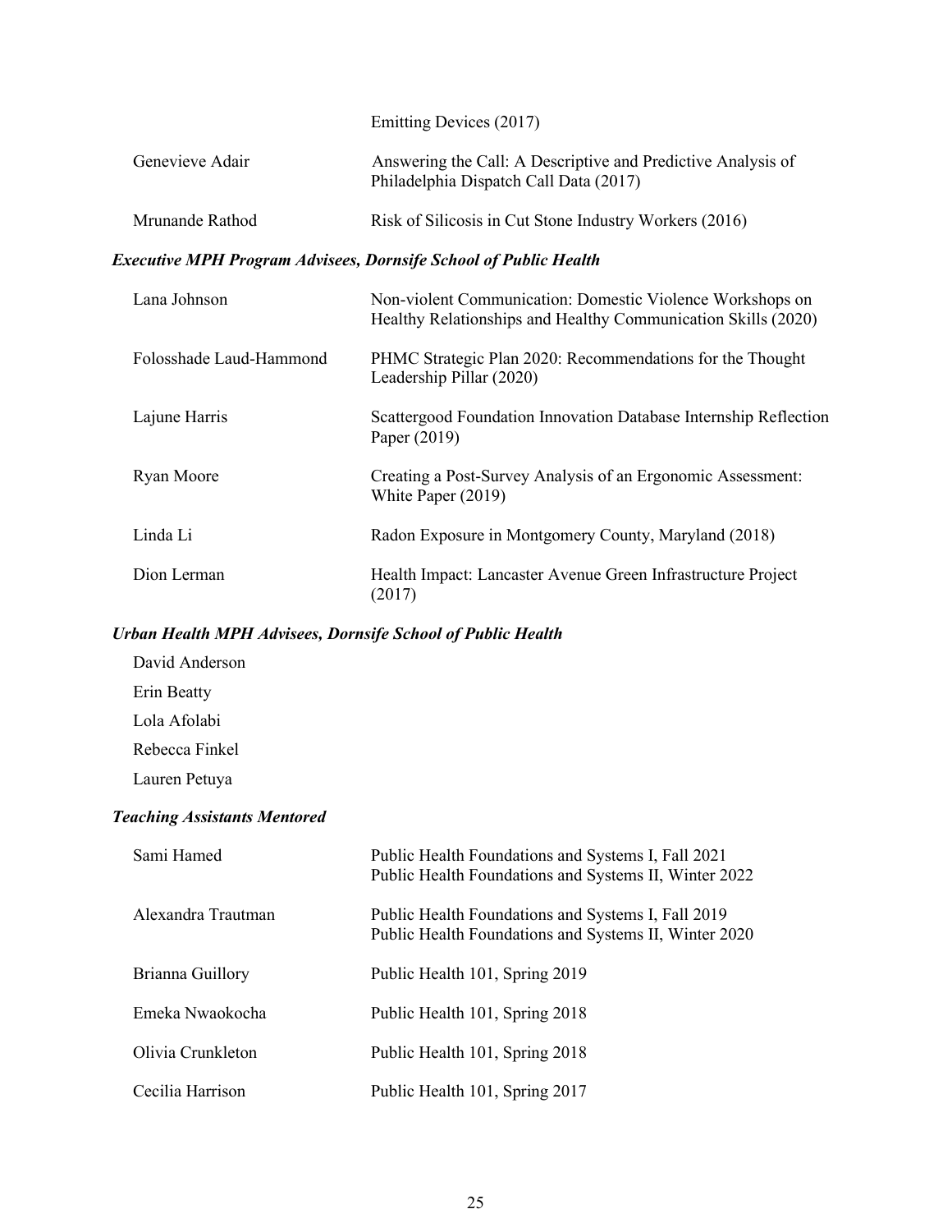| | |
|---|---|
| | Emitting Devices (2017) |
| Genevieve Adair | Answering the Call: A Descriptive and Predictive Analysis of Philadelphia Dispatch Call Data (2017) |
| Mrunande Rathod | Risk of Silicosis in Cut Stone Industry Workers (2016) |

***Executive MPH Program Advisees, Dornsife School of Public Health***

| | |
|---|---|
| Lana Johnson | Non-violent Communication: Domestic Violence Workshops on Healthy Relationships and Healthy Communication Skills (2020) |
| Folosshade Laud-Hammond | PHMC Strategic Plan 2020: Recommendations for the Thought Leadership Pillar (2020) |
| Lajune Harris | Scattergood Foundation Innovation Database Internship Reflection Paper (2019) |
| Ryan Moore | Creating a Post-Survey Analysis of an Ergonomic Assessment: White Paper (2019) |
| Linda Li | Radon Exposure in Montgomery County, Maryland (2018) |
| Dion Lerman | Health Impact: Lancaster Avenue Green Infrastructure Project (2017) |

***Urban Health MPH Advisees, Dornsife School of Public Health***

David Anderson

Erin Beatty

Lola Afolabi

Rebecca Finkel

Lauren Petuya

***Teaching Assistants Mentored***

| | |
|---|---|
| Sami Hamed | Public Health Foundations and Systems I, Fall 2021<br>Public Health Foundations and Systems II, Winter 2022 |
| Alexandra Trautman | Public Health Foundations and Systems I, Fall 2019<br>Public Health Foundations and Systems II, Winter 2020 |
| Brianna Guillory | Public Health 101, Spring 2019 |
| Emeka Nwaokocha | Public Health 101, Spring 2018 |
| Olivia Crunkleton | Public Health 101, Spring 2018 |
| Cecilia Harrison | Public Health 101, Spring 2017 |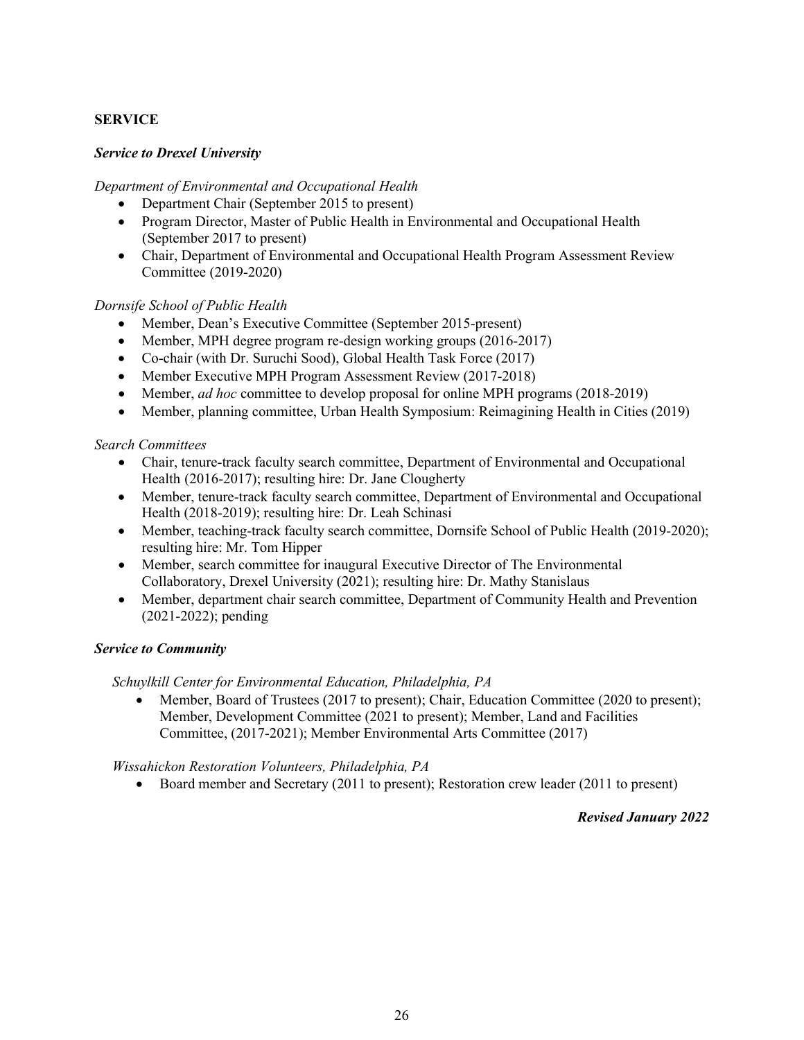## SERVICE

### *Service to Drexel University*

*Department of Environmental and Occupational Health*

- Department Chair (September 2015 to present)
- Program Director, Master of Public Health in Environmental and Occupational Health (September 2017 to present)
- Chair, Department of Environmental and Occupational Health Program Assessment Review Committee (2019-2020)

*Dornsife School of Public Health*

- Member, Dean's Executive Committee (September 2015-present)
- Member, MPH degree program re-design working groups (2016-2017)
- Co-chair (with Dr. Suruchi Sood), Global Health Task Force (2017)
- Member Executive MPH Program Assessment Review (2017-2018)
- Member, *ad hoc* committee to develop proposal for online MPH programs (2018-2019)
- Member, planning committee, Urban Health Symposium: Reimagining Health in Cities (2019)

*Search Committees*

- Chair, tenure-track faculty search committee, Department of Environmental and Occupational Health (2016-2017); resulting hire: Dr. Jane Clougherty
- Member, tenure-track faculty search committee, Department of Environmental and Occupational Health (2018-2019); resulting hire: Dr. Leah Schinasi
- Member, teaching-track faculty search committee, Dornsife School of Public Health (2019-2020); resulting hire: Mr. Tom Hipper
- Member, search committee for inaugural Executive Director of The Environmental Collaboratory, Drexel University (2021); resulting hire: Dr. Mathy Stanislaus
- Member, department chair search committee, Department of Community Health and Prevention (2021-2022); pending

### *Service to Community*

*Schuylkill Center for Environmental Education, Philadelphia, PA*

- Member, Board of Trustees (2017 to present); Chair, Education Committee (2020 to present); Member, Development Committee (2021 to present); Member, Land and Facilities Committee, (2017-2021); Member Environmental Arts Committee (2017)

*Wissahickon Restoration Volunteers, Philadelphia, PA*

- Board member and Secretary (2011 to present); Restoration crew leader (2011 to present)

***Revised January 2022***